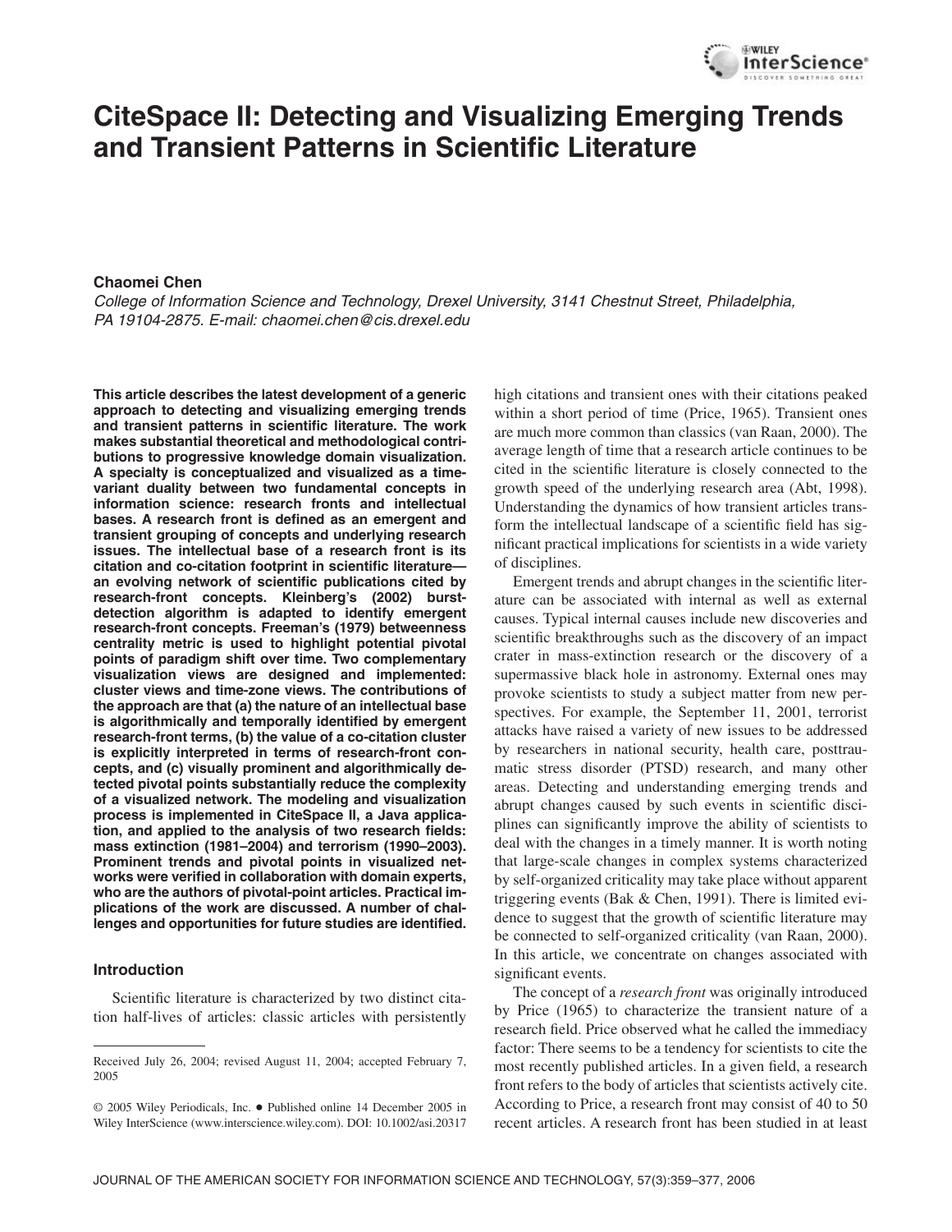# CiteSpace II: Detecting and Visualizing Emerging Trends and Transient Patterns in Scientific Literature

**Chaomei Chen**

*College of Information Science and Technology, Drexel University, 3141 Chestnut Street, Philadelphia, PA 19104-2875. E-mail: chaomei.chen@cis.drexel.edu*

**This article describes the latest development of a generic approach to detecting and visualizing emerging trends and transient patterns in scientific literature. The work makes substantial theoretical and methodological contributions to progressive knowledge domain visualization. A specialty is conceptualized and visualized as a time-variant duality between two fundamental concepts in information science: research fronts and intellectual bases. A research front is defined as an emergent and transient grouping of concepts and underlying research issues. The intellectual base of a research front is its citation and co-citation footprint in scientific literature—an evolving network of scientific publications cited by research-front concepts. Kleinberg's (2002) burst-detection algorithm is adapted to identify emergent research-front concepts. Freeman's (1979) betweenness centrality metric is used to highlight potential pivotal points of paradigm shift over time. Two complementary visualization views are designed and implemented: cluster views and time-zone views. The contributions of the approach are that (a) the nature of an intellectual base is algorithmically and temporally identified by emergent research-front terms, (b) the value of a co-citation cluster is explicitly interpreted in terms of research-front concepts, and (c) visually prominent and algorithmically detected pivotal points substantially reduce the complexity of a visualized network. The modeling and visualization process is implemented in CiteSpace II, a Java application, and applied to the analysis of two research fields: mass extinction (1981–2004) and terrorism (1990–2003). Prominent trends and pivotal points in visualized networks were verified in collaboration with domain experts, who are the authors of pivotal-point articles. Practical implications of the work are discussed. A number of challenges and opportunities for future studies are identified.**

## Introduction

Scientific literature is characterized by two distinct citation half-lives of articles: classic articles with persistently high citations and transient ones with their citations peaked within a short period of time (Price, 1965). Transient ones are much more common than classics (van Raan, 2000). The average length of time that a research article continues to be cited in the scientific literature is closely connected to the growth speed of the underlying research area (Abt, 1998). Understanding the dynamics of how transient articles transform the intellectual landscape of a scientific field has significant practical implications for scientists in a wide variety of disciplines.

Emergent trends and abrupt changes in the scientific literature can be associated with internal as well as external causes. Typical internal causes include new discoveries and scientific breakthroughs such as the discovery of an impact crater in mass-extinction research or the discovery of a supermassive black hole in astronomy. External ones may provoke scientists to study a subject matter from new perspectives. For example, the September 11, 2001, terrorist attacks have raised a variety of new issues to be addressed by researchers in national security, health care, posttraumatic stress disorder (PTSD) research, and many other areas. Detecting and understanding emerging trends and abrupt changes caused by such events in scientific disciplines can significantly improve the ability of scientists to deal with the changes in a timely manner. It is worth noting that large-scale changes in complex systems characterized by self-organized criticality may take place without apparent triggering events (Bak & Chen, 1991). There is limited evidence to suggest that the growth of scientific literature may be connected to self-organized criticality (van Raan, 2000). In this article, we concentrate on changes associated with significant events.

The concept of a *research front* was originally introduced by Price (1965) to characterize the transient nature of a research field. Price observed what he called the immediacy factor: There seems to be a tendency for scientists to cite the most recently published articles. In a given field, a research front refers to the body of articles that scientists actively cite. According to Price, a research front may consist of 40 to 50 recent articles. A research front has been studied in at least

---

Received July 26, 2004; revised August 11, 2004; accepted February 7, 2005

© 2005 Wiley Periodicals, Inc. • Published online 14 December 2005 in Wiley InterScience (www.interscience.wiley.com). DOI: 10.1002/asi.20317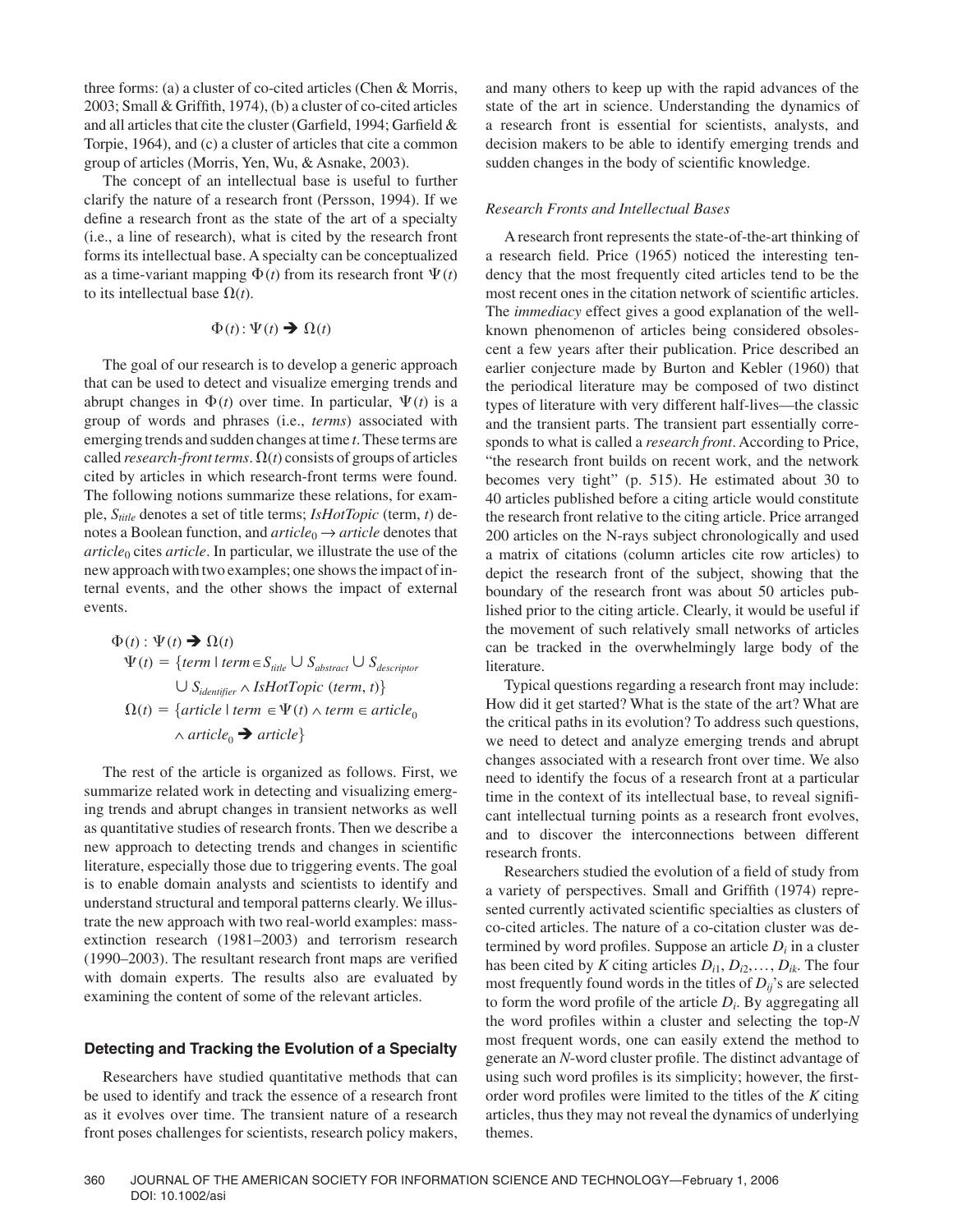three forms: (a) a cluster of co-cited articles (Chen & Morris, 2003; Small & Griffith, 1974), (b) a cluster of co-cited articles and all articles that cite the cluster (Garfield, 1994; Garfield & Torpie, 1964), and (c) a cluster of articles that cite a common group of articles (Morris, Yen, Wu, & Asnake, 2003).

The concept of an intellectual base is useful to further clarify the nature of a research front (Persson, 1994). If we define a research front as the state of the art of a specialty (i.e., a line of research), what is cited by the research front forms its intellectual base. A specialty can be conceptualized as a time-variant mapping $\Phi(t)$ from its research front $\Psi(t)$ to its intellectual base $\Omega(t)$.

$$\Phi(t) : \Psi(t) \rightarrow \Omega(t)$$

The goal of our research is to develop a generic approach that can be used to detect and visualize emerging trends and abrupt changes in $\Phi(t)$ over time. In particular, $\Psi(t)$ is a group of words and phrases (i.e., *terms*) associated with emerging trends and sudden changes at time *t*. These terms are called *research-front terms*. $\Omega(t)$ consists of groups of articles cited by articles in which research-front terms were found. The following notions summarize these relations, for example, $S_{title}$ denotes a set of title terms; *IsHotTopic* (term, *t*) denotes a Boolean function, and $article_0 \rightarrow article$ denotes that $article_0$ cites *article*. In particular, we illustrate the use of the new approach with two examples; one shows the impact of internal events, and the other shows the impact of external events.

$$\begin{aligned}
&\Phi(t) : \Psi(t) \rightarrow \Omega(t) \\
&\Psi(t) = \{term \mid term \in S_{title} \cup S_{abstract} \cup S_{descriptor} \\
&\qquad \cup S_{identifier} \wedge IsHotTopic\ (term, t)\} \\
&\Omega(t) = \{article \mid term \in \Psi(t) \wedge term \in article_0 \\
&\qquad \wedge article_0 \rightarrow article\}
\end{aligned}$$

The rest of the article is organized as follows. First, we summarize related work in detecting and visualizing emerging trends and abrupt changes in transient networks as well as quantitative studies of research fronts. Then we describe a new approach to detecting trends and changes in scientific literature, especially those due to triggering events. The goal is to enable domain analysts and scientists to identify and understand structural and temporal patterns clearly. We illustrate the new approach with two real-world examples: mass-extinction research (1981–2003) and terrorism research (1990–2003). The resultant research front maps are verified with domain experts. The results also are evaluated by examining the content of some of the relevant articles.

## Detecting and Tracking the Evolution of a Specialty

Researchers have studied quantitative methods that can be used to identify and track the essence of a research front as it evolves over time. The transient nature of a research front poses challenges for scientists, research policy makers, and many others to keep up with the rapid advances of the state of the art in science. Understanding the dynamics of a research front is essential for scientists, analysts, and decision makers to be able to identify emerging trends and sudden changes in the body of scientific knowledge.

### *Research Fronts and Intellectual Bases*

A research front represents the state-of-the-art thinking of a research field. Price (1965) noticed the interesting tendency that the most frequently cited articles tend to be the most recent ones in the citation network of scientific articles. The *immediacy* effect gives a good explanation of the well-known phenomenon of articles being considered obsolescent a few years after their publication. Price described an earlier conjecture made by Burton and Kebler (1960) that the periodical literature may be composed of two distinct types of literature with very different half-lives—the classic and the transient parts. The transient part essentially corresponds to what is called a *research front*. According to Price, "the research front builds on recent work, and the network becomes very tight" (p. 515). He estimated about 30 to 40 articles published before a citing article would constitute the research front relative to the citing article. Price arranged 200 articles on the N-rays subject chronologically and used a matrix of citations (column articles cite row articles) to depict the research front of the subject, showing that the boundary of the research front was about 50 articles published prior to the citing article. Clearly, it would be useful if the movement of such relatively small networks of articles can be tracked in the overwhelmingly large body of the literature.

Typical questions regarding a research front may include: How did it get started? What is the state of the art? What are the critical paths in its evolution? To address such questions, we need to detect and analyze emerging trends and abrupt changes associated with a research front over time. We also need to identify the focus of a research front at a particular time in the context of its intellectual base, to reveal significant intellectual turning points as a research front evolves, and to discover the interconnections between different research fronts.

Researchers studied the evolution of a field of study from a variety of perspectives. Small and Griffith (1974) represented currently activated scientific specialties as clusters of co-cited articles. The nature of a co-citation cluster was determined by word profiles. Suppose an article $D_i$ in a cluster has been cited by *K* citing articles $D_{i1}, D_{i2}, \ldots, D_{ik}$. The four most frequently found words in the titles of $D_{ij}$'s are selected to form the word profile of the article $D_i$. By aggregating all the word profiles within a cluster and selecting the top-*N* most frequent words, one can easily extend the method to generate an *N*-word cluster profile. The distinct advantage of using such word profiles is its simplicity; however, the first-order word profiles were limited to the titles of the *K* citing articles, thus they may not reveal the dynamics of underlying themes.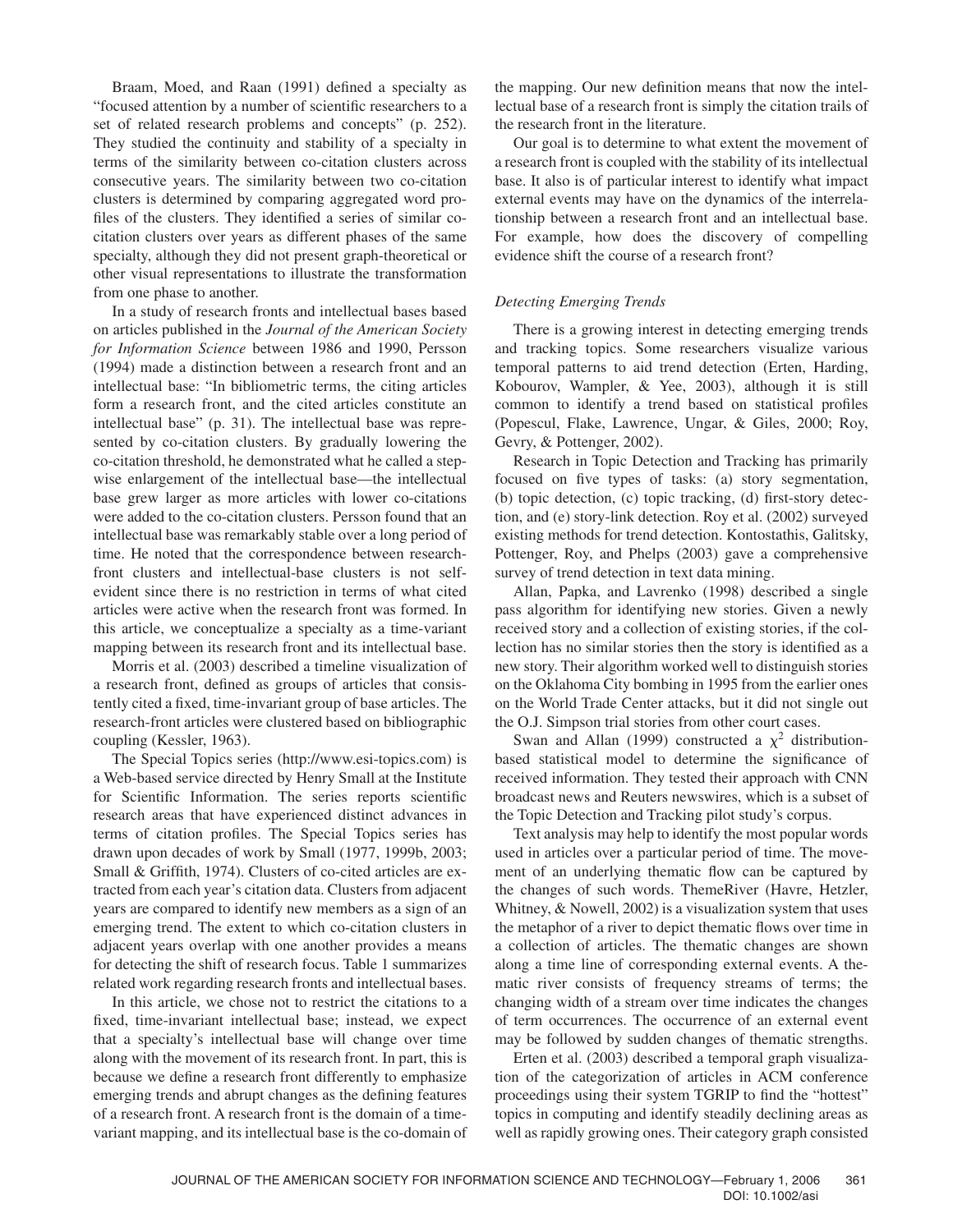Braam, Moed, and Raan (1991) defined a specialty as "focused attention by a number of scientific researchers to a set of related research problems and concepts" (p. 252). They studied the continuity and stability of a specialty in terms of the similarity between co-citation clusters across consecutive years. The similarity between two co-citation clusters is determined by comparing aggregated word profiles of the clusters. They identified a series of similar co-citation clusters over years as different phases of the same specialty, although they did not present graph-theoretical or other visual representations to illustrate the transformation from one phase to another.

In a study of research fronts and intellectual bases based on articles published in the *Journal of the American Society for Information Science* between 1986 and 1990, Persson (1994) made a distinction between a research front and an intellectual base: "In bibliometric terms, the citing articles form a research front, and the cited articles constitute an intellectual base" (p. 31). The intellectual base was represented by co-citation clusters. By gradually lowering the co-citation threshold, he demonstrated what he called a stepwise enlargement of the intellectual base—the intellectual base grew larger as more articles with lower co-citations were added to the co-citation clusters. Persson found that an intellectual base was remarkably stable over a long period of time. He noted that the correspondence between research-front clusters and intellectual-base clusters is not self-evident since there is no restriction in terms of what cited articles were active when the research front was formed. In this article, we conceptualize a specialty as a time-variant mapping between its research front and its intellectual base.

Morris et al. (2003) described a timeline visualization of a research front, defined as groups of articles that consistently cited a fixed, time-invariant group of base articles. The research-front articles were clustered based on bibliographic coupling (Kessler, 1963).

The Special Topics series (http://www.esi-topics.com) is a Web-based service directed by Henry Small at the Institute for Scientific Information. The series reports scientific research areas that have experienced distinct advances in terms of citation profiles. The Special Topics series has drawn upon decades of work by Small (1977, 1999b, 2003; Small & Griffith, 1974). Clusters of co-cited articles are extracted from each year's citation data. Clusters from adjacent years are compared to identify new members as a sign of an emerging trend. The extent to which co-citation clusters in adjacent years overlap with one another provides a means for detecting the shift of research focus. Table 1 summarizes related work regarding research fronts and intellectual bases.

In this article, we chose not to restrict the citations to a fixed, time-invariant intellectual base; instead, we expect that a specialty's intellectual base will change over time along with the movement of its research front. In part, this is because we define a research front differently to emphasize emerging trends and abrupt changes as the defining features of a research front. A research front is the domain of a time-variant mapping, and its intellectual base is the co-domain of the mapping. Our new definition means that now the intellectual base of a research front is simply the citation trails of the research front in the literature.

Our goal is to determine to what extent the movement of a research front is coupled with the stability of its intellectual base. It also is of particular interest to identify what impact external events may have on the dynamics of the interrelationship between a research front and an intellectual base. For example, how does the discovery of compelling evidence shift the course of a research front?

### *Detecting Emerging Trends*

There is a growing interest in detecting emerging trends and tracking topics. Some researchers visualize various temporal patterns to aid trend detection (Erten, Harding, Kobourov, Wampler, & Yee, 2003), although it is still common to identify a trend based on statistical profiles (Popescul, Flake, Lawrence, Ungar, & Giles, 2000; Roy, Gevry, & Pottenger, 2002).

Research in Topic Detection and Tracking has primarily focused on five types of tasks: (a) story segmentation, (b) topic detection, (c) topic tracking, (d) first-story detection, and (e) story-link detection. Roy et al. (2002) surveyed existing methods for trend detection. Kontostathis, Galitsky, Pottenger, Roy, and Phelps (2003) gave a comprehensive survey of trend detection in text data mining.

Allan, Papka, and Lavrenko (1998) described a single pass algorithm for identifying new stories. Given a newly received story and a collection of existing stories, if the collection has no similar stories then the story is identified as a new story. Their algorithm worked well to distinguish stories on the Oklahoma City bombing in 1995 from the earlier ones on the World Trade Center attacks, but it did not single out the O.J. Simpson trial stories from other court cases.

Swan and Allan (1999) constructed a $\chi^2$ distribution-based statistical model to determine the significance of received information. They tested their approach with CNN broadcast news and Reuters newswires, which is a subset of the Topic Detection and Tracking pilot study's corpus.

Text analysis may help to identify the most popular words used in articles over a particular period of time. The movement of an underlying thematic flow can be captured by the changes of such words. ThemeRiver (Havre, Hetzler, Whitney, & Nowell, 2002) is a visualization system that uses the metaphor of a river to depict thematic flows over time in a collection of articles. The thematic changes are shown along a time line of corresponding external events. A thematic river consists of frequency streams of terms; the changing width of a stream over time indicates the changes of term occurrences. The occurrence of an external event may be followed by sudden changes of thematic strengths.

Erten et al. (2003) described a temporal graph visualization of the categorization of articles in ACM conference proceedings using their system TGRIP to find the "hottest" topics in computing and identify steadily declining areas as well as rapidly growing ones. Their category graph consisted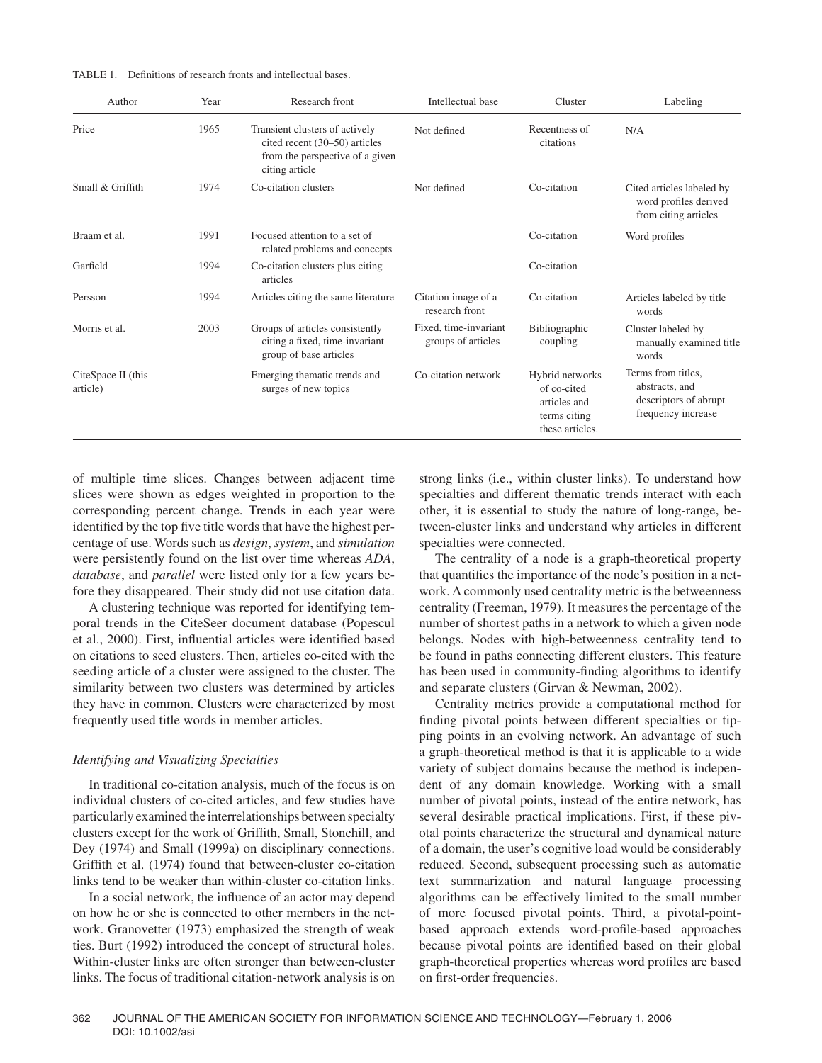TABLE 1. Definitions of research fronts and intellectual bases.

| Author | Year | Research front | Intellectual base | Cluster | Labeling |
|---|---|---|---|---|---|
| Price | 1965 | Transient clusters of actively cited recent (30–50) articles from the perspective of a given citing article | Not defined | Recentness of citations | N/A |
| Small & Griffith | 1974 | Co-citation clusters | Not defined | Co-citation | Cited articles labeled by word profiles derived from citing articles |
| Braam et al. | 1991 | Focused attention to a set of related problems and concepts | | Co-citation | Word profiles |
| Garfield | 1994 | Co-citation clusters plus citing articles | | Co-citation | |
| Persson | 1994 | Articles citing the same literature | Citation image of a research front | Co-citation | Articles labeled by title words |
| Morris et al. | 2003 | Groups of articles consistently citing a fixed, time-invariant group of base articles | Fixed, time-invariant groups of articles | Bibliographic coupling | Cluster labeled by manually examined title words |
| CiteSpace II (this article) | | Emerging thematic trends and surges of new topics | Co-citation network | Hybrid networks of co-cited articles and terms citing these articles. | Terms from titles, abstracts, and descriptors of abrupt frequency increase |

of multiple time slices. Changes between adjacent time slices were shown as edges weighted in proportion to the corresponding percent change. Trends in each year were identified by the top five title words that have the highest percentage of use. Words such as *design*, *system*, and *simulation* were persistently found on the list over time whereas *ADA*, *database*, and *parallel* were listed only for a few years before they disappeared. Their study did not use citation data.

A clustering technique was reported for identifying temporal trends in the CiteSeer document database (Popescul et al., 2000). First, influential articles were identified based on citations to seed clusters. Then, articles co-cited with the seeding article of a cluster were assigned to the cluster. The similarity between two clusters was determined by articles they have in common. Clusters were characterized by most frequently used title words in member articles.

### *Identifying and Visualizing Specialties*

In traditional co-citation analysis, much of the focus is on individual clusters of co-cited articles, and few studies have particularly examined the interrelationships between specialty clusters except for the work of Griffith, Small, Stonehill, and Dey (1974) and Small (1999a) on disciplinary connections. Griffith et al. (1974) found that between-cluster co-citation links tend to be weaker than within-cluster co-citation links.

In a social network, the influence of an actor may depend on how he or she is connected to other members in the network. Granovetter (1973) emphasized the strength of weak ties. Burt (1992) introduced the concept of structural holes. Within-cluster links are often stronger than between-cluster links. The focus of traditional citation-network analysis is on strong links (i.e., within cluster links). To understand how specialties and different thematic trends interact with each other, it is essential to study the nature of long-range, between-cluster links and understand why articles in different specialties were connected.

The centrality of a node is a graph-theoretical property that quantifies the importance of the node's position in a network. A commonly used centrality metric is the betweenness centrality (Freeman, 1979). It measures the percentage of the number of shortest paths in a network to which a given node belongs. Nodes with high-betweenness centrality tend to be found in paths connecting different clusters. This feature has been used in community-finding algorithms to identify and separate clusters (Girvan & Newman, 2002).

Centrality metrics provide a computational method for finding pivotal points between different specialties or tipping points in an evolving network. An advantage of such a graph-theoretical method is that it is applicable to a wide variety of subject domains because the method is independent of any domain knowledge. Working with a small number of pivotal points, instead of the entire network, has several desirable practical implications. First, if these pivotal points characterize the structural and dynamical nature of a domain, the user's cognitive load would be considerably reduced. Second, subsequent processing such as automatic text summarization and natural language processing algorithms can be effectively limited to the small number of more focused pivotal points. Third, a pivotal-point-based approach extends word-profile-based approaches because pivotal points are identified based on their global graph-theoretical properties whereas word profiles are based on first-order frequencies.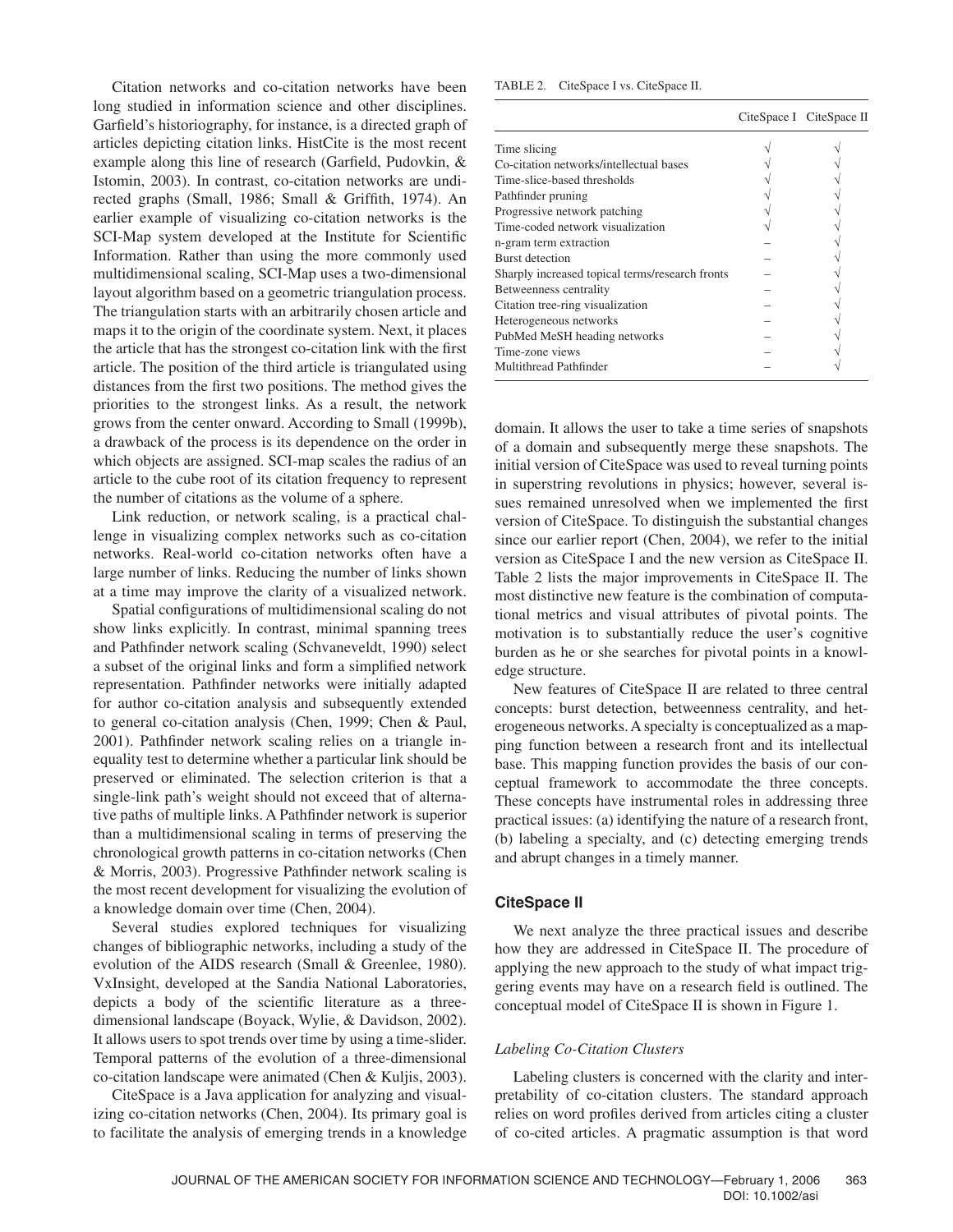Citation networks and co-citation networks have been long studied in information science and other disciplines. Garfield's historiography, for instance, is a directed graph of articles depicting citation links. HistCite is the most recent example along this line of research (Garfield, Pudovkin, & Istomin, 2003). In contrast, co-citation networks are undirected graphs (Small, 1986; Small & Griffith, 1974). An earlier example of visualizing co-citation networks is the SCI-Map system developed at the Institute for Scientific Information. Rather than using the more commonly used multidimensional scaling, SCI-Map uses a two-dimensional layout algorithm based on a geometric triangulation process. The triangulation starts with an arbitrarily chosen article and maps it to the origin of the coordinate system. Next, it places the article that has the strongest co-citation link with the first article. The position of the third article is triangulated using distances from the first two positions. The method gives the priorities to the strongest links. As a result, the network grows from the center onward. According to Small (1999b), a drawback of the process is its dependence on the order in which objects are assigned. SCI-map scales the radius of an article to the cube root of its citation frequency to represent the number of citations as the volume of a sphere.

Link reduction, or network scaling, is a practical challenge in visualizing complex networks such as co-citation networks. Real-world co-citation networks often have a large number of links. Reducing the number of links shown at a time may improve the clarity of a visualized network.

Spatial configurations of multidimensional scaling do not show links explicitly. In contrast, minimal spanning trees and Pathfinder network scaling (Schvaneveldt, 1990) select a subset of the original links and form a simplified network representation. Pathfinder networks were initially adapted for author co-citation analysis and subsequently extended to general co-citation analysis (Chen, 1999; Chen & Paul, 2001). Pathfinder network scaling relies on a triangle inequality test to determine whether a particular link should be preserved or eliminated. The selection criterion is that a single-link path's weight should not exceed that of alternative paths of multiple links. A Pathfinder network is superior than a multidimensional scaling in terms of preserving the chronological growth patterns in co-citation networks (Chen & Morris, 2003). Progressive Pathfinder network scaling is the most recent development for visualizing the evolution of a knowledge domain over time (Chen, 2004).

Several studies explored techniques for visualizing changes of bibliographic networks, including a study of the evolution of the AIDS research (Small & Greenlee, 1980). VxInsight, developed at the Sandia National Laboratories, depicts a body of the scientific literature as a three-dimensional landscape (Boyack, Wylie, & Davidson, 2002). It allows users to spot trends over time by using a time-slider. Temporal patterns of the evolution of a three-dimensional co-citation landscape were animated (Chen & Kuljis, 2003).

CiteSpace is a Java application for analyzing and visualizing co-citation networks (Chen, 2004). Its primary goal is to facilitate the analysis of emerging trends in a knowledge domain. It allows the user to take a time series of snapshots of a domain and subsequently merge these snapshots. The initial version of CiteSpace was used to reveal turning points in superstring revolutions in physics; however, several issues remained unresolved when we implemented the first version of CiteSpace. To distinguish the substantial changes since our earlier report (Chen, 2004), we refer to the initial version as CiteSpace I and the new version as CiteSpace II. Table 2 lists the major improvements in CiteSpace II. The most distinctive new feature is the combination of computational metrics and visual attributes of pivotal points. The motivation is to substantially reduce the user's cognitive burden as he or she searches for pivotal points in a knowledge structure.

TABLE 2. CiteSpace I vs. CiteSpace II.

| | CiteSpace I | CiteSpace II |
|---|---|---|
| Time slicing | √ | √ |
| Co-citation networks/intellectual bases | √ | √ |
| Time-slice-based thresholds | √ | √ |
| Pathfinder pruning | √ | √ |
| Progressive network patching | √ | √ |
| Time-coded network visualization | √ | √ |
| n-gram term extraction | – | √ |
| Burst detection | – | √ |
| Sharply increased topical terms/research fronts | – | √ |
| Betweenness centrality | – | √ |
| Citation tree-ring visualization | – | √ |
| Heterogeneous networks | – | √ |
| PubMed MeSH heading networks | – | √ |
| Time-zone views | – | √ |
| Multithread Pathfinder | – | √ |

New features of CiteSpace II are related to three central concepts: burst detection, betweenness centrality, and heterogeneous networks. A specialty is conceptualized as a mapping function between a research front and its intellectual base. This mapping function provides the basis of our conceptual framework to accommodate the three concepts. These concepts have instrumental roles in addressing three practical issues: (a) identifying the nature of a research front, (b) labeling a specialty, and (c) detecting emerging trends and abrupt changes in a timely manner.

## CiteSpace II

We next analyze the three practical issues and describe how they are addressed in CiteSpace II. The procedure of applying the new approach to the study of what impact triggering events may have on a research field is outlined. The conceptual model of CiteSpace II is shown in Figure 1.

### *Labeling Co-Citation Clusters*

Labeling clusters is concerned with the clarity and interpretability of co-citation clusters. The standard approach relies on word profiles derived from articles citing a cluster of co-cited articles. A pragmatic assumption is that word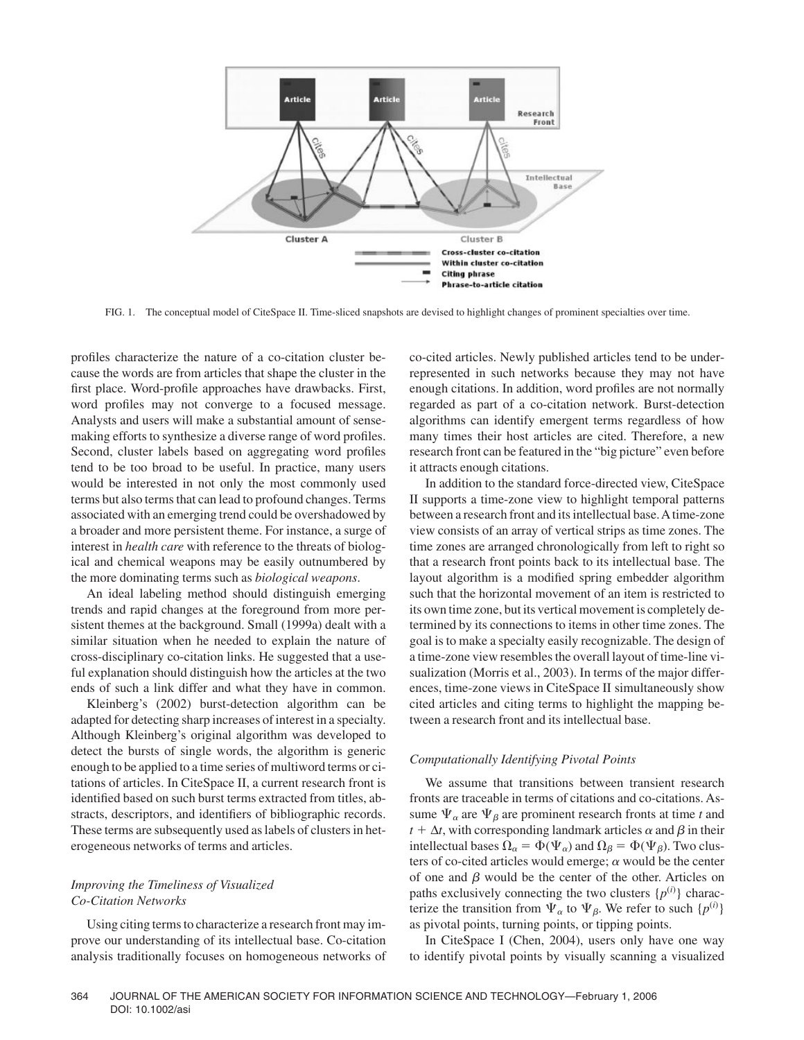Article

Article

Article

Research Front

cites

cites

cites

Intellectual Base

Cluster A

Cluster B

Cross-cluster co-citation

Within cluster co-citation

Citing phrase

Phrase-to-article citation

FIG. 1. The conceptual model of CiteSpace II. Time-sliced snapshots are devised to highlight changes of prominent specialties over time.

profiles characterize the nature of a co-citation cluster because the words are from articles that shape the cluster in the first place. Word-profile approaches have drawbacks. First, word profiles may not converge to a focused message. Analysts and users will make a substantial amount of sense-making efforts to synthesize a diverse range of word profiles. Second, cluster labels based on aggregating word profiles tend to be too broad to be useful. In practice, many users would be interested in not only the most commonly used terms but also terms that can lead to profound changes. Terms associated with an emerging trend could be overshadowed by a broader and more persistent theme. For instance, a surge of interest in *health care* with reference to the threats of biological and chemical weapons may be easily outnumbered by the more dominating terms such as *biological weapons*.

An ideal labeling method should distinguish emerging trends and rapid changes at the foreground from more persistent themes at the background. Small (1999a) dealt with a similar situation when he needed to explain the nature of cross-disciplinary co-citation links. He suggested that a useful explanation should distinguish how the articles at the two ends of such a link differ and what they have in common.

Kleinberg's (2002) burst-detection algorithm can be adapted for detecting sharp increases of interest in a specialty. Although Kleinberg's original algorithm was developed to detect the bursts of single words, the algorithm is generic enough to be applied to a time series of multiword terms or citations of articles. In CiteSpace II, a current research front is identified based on such burst terms extracted from titles, abstracts, descriptors, and identifiers of bibliographic records. These terms are subsequently used as labels of clusters in heterogeneous networks of terms and articles.

### *Improving the Timeliness of Visualized Co-Citation Networks*

Using citing terms to characterize a research front may improve our understanding of its intellectual base. Co-citation analysis traditionally focuses on homogeneous networks of co-cited articles. Newly published articles tend to be underrepresented in such networks because they may not have enough citations. In addition, word profiles are not normally regarded as part of a co-citation network. Burst-detection algorithms can identify emergent terms regardless of how many times their host articles are cited. Therefore, a new research front can be featured in the "big picture" even before it attracts enough citations.

In addition to the standard force-directed view, CiteSpace II supports a time-zone view to highlight temporal patterns between a research front and its intellectual base. A time-zone view consists of an array of vertical strips as time zones. The time zones are arranged chronologically from left to right so that a research front points back to its intellectual base. The layout algorithm is a modified spring embedder algorithm such that the horizontal movement of an item is restricted to its own time zone, but its vertical movement is completely determined by its connections to items in other time zones. The goal is to make a specialty easily recognizable. The design of a time-zone view resembles the overall layout of time-line visualization (Morris et al., 2003). In terms of the major differences, time-zone views in CiteSpace II simultaneously show cited articles and citing terms to highlight the mapping between a research front and its intellectual base.

### *Computationally Identifying Pivotal Points*

We assume that transitions between transient research fronts are traceable in terms of citations and co-citations. Assume $\Psi_\alpha$ are $\Psi_\beta$ are prominent research fronts at time $t$ and $t + \Delta t$, with corresponding landmark articles $\alpha$ and $\beta$ in their intellectual bases $\Omega_\alpha = \Phi(\Psi_\alpha)$ and $\Omega_\beta = \Phi(\Psi_\beta)$. Two clusters of co-cited articles would emerge; $\alpha$ would be the center of one and $\beta$ would be the center of the other. Articles on paths exclusively connecting the two clusters $\{p^{(i)}\}$ characterize the transition from $\Psi_\alpha$ to $\Psi_\beta$. We refer to such $\{p^{(i)}\}$ as pivotal points, turning points, or tipping points.

In CiteSpace I (Chen, 2004), users only have one way to identify pivotal points by visually scanning a visualized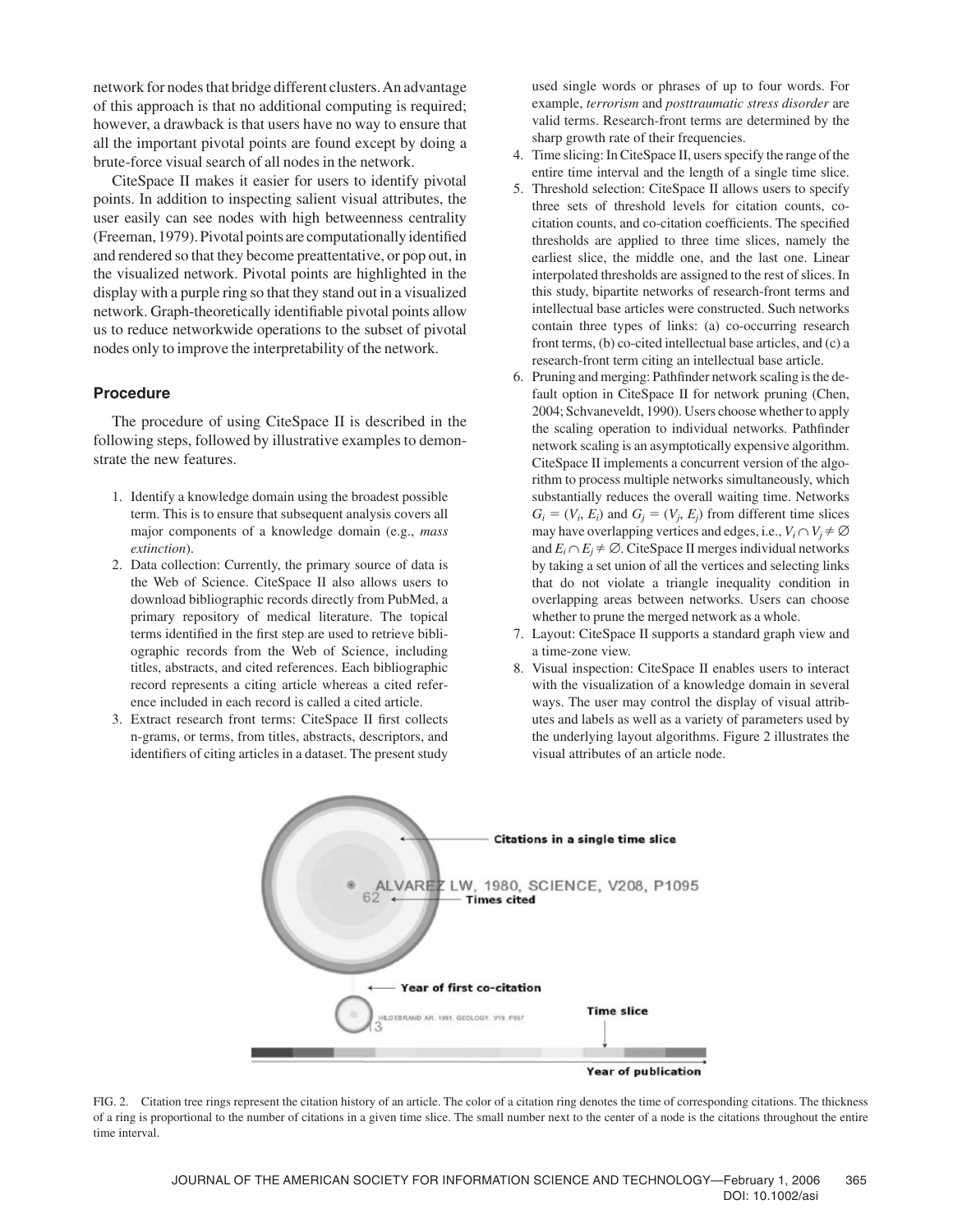network for nodes that bridge different clusters. An advantage of this approach is that no additional computing is required; however, a drawback is that users have no way to ensure that all the important pivotal points are found except by doing a brute-force visual search of all nodes in the network.

CiteSpace II makes it easier for users to identify pivotal points. In addition to inspecting salient visual attributes, the user easily can see nodes with high betweenness centrality (Freeman, 1979). Pivotal points are computationally identified and rendered so that they become preattentative, or pop out, in the visualized network. Pivotal points are highlighted in the display with a purple ring so that they stand out in a visualized network. Graph-theoretically identifiable pivotal points allow us to reduce networkwide operations to the subset of pivotal nodes only to improve the interpretability of the network.

### Procedure

The procedure of using CiteSpace II is described in the following steps, followed by illustrative examples to demonstrate the new features.

1. Identify a knowledge domain using the broadest possible term. This is to ensure that subsequent analysis covers all major components of a knowledge domain (e.g., *mass extinction*).
2. Data collection: Currently, the primary source of data is the Web of Science. CiteSpace II also allows users to download bibliographic records directly from PubMed, a primary repository of medical literature. The topical terms identified in the first step are used to retrieve bibliographic records from the Web of Science, including titles, abstracts, and cited references. Each bibliographic record represents a citing article whereas a cited reference included in each record is called a cited article.
3. Extract research front terms: CiteSpace II first collects n-grams, or terms, from titles, abstracts, descriptors, and identifiers of citing articles in a dataset. The present study used single words or phrases of up to four words. For example, *terrorism* and *posttraumatic stress disorder* are valid terms. Research-front terms are determined by the sharp growth rate of their frequencies.
4. Time slicing: In CiteSpace II, users specify the range of the entire time interval and the length of a single time slice.
5. Threshold selection: CiteSpace II allows users to specify three sets of threshold levels for citation counts, co-citation counts, and co-citation coefficients. The specified thresholds are applied to three time slices, namely the earliest slice, the middle one, and the last one. Linear interpolated thresholds are assigned to the rest of slices. In this study, bipartite networks of research-front terms and intellectual base articles were constructed. Such networks contain three types of links: (a) co-occurring research front terms, (b) co-cited intellectual base articles, and (c) a research-front term citing an intellectual base article.
6. Pruning and merging: Pathfinder network scaling is the default option in CiteSpace II for network pruning (Chen, 2004; Schvaneveldt, 1990). Users choose whether to apply the scaling operation to individual networks. Pathfinder network scaling is an asymptotically expensive algorithm. CiteSpace II implements a concurrent version of the algorithm to process multiple networks simultaneously, which substantially reduces the overall waiting time. Networks $G_i = (V_i, E_i)$ and $G_j = (V_j, E_j)$ from different time slices may have overlapping vertices and edges, i.e., $V_i \cap V_j \neq \emptyset$ and $E_i \cap E_j \neq \emptyset$. CiteSpace II merges individual networks by taking a set union of all the vertices and selecting links that do not violate a triangle inequality condition in overlapping areas between networks. Users can choose whether to prune the merged network as a whole.
7. Layout: CiteSpace II supports a standard graph view and a time-zone view.
8. Visual inspection: CiteSpace II enables users to interact with the visualization of a knowledge domain in several ways. The user may control the display of visual attributes and labels as well as a variety of parameters used by the underlying layout algorithms. Figure 2 illustrates the visual attributes of an article node.

FIG. 2. Citation tree rings represent the citation history of an article. The color of a citation ring denotes the time of corresponding citations. The thickness of a ring is proportional to the number of citations in a given time slice. The small number next to the center of a node is the citations throughout the entire time interval.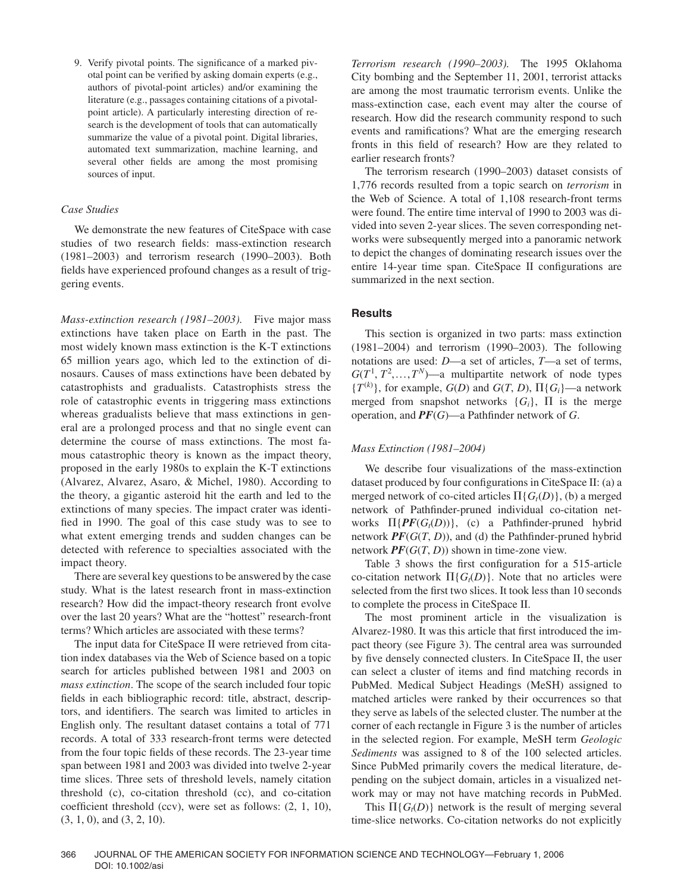9. Verify pivotal points. The significance of a marked pivotal point can be verified by asking domain experts (e.g., authors of pivotal-point articles) and/or examining the literature (e.g., passages containing citations of a pivotal-point article). A particularly interesting direction of research is the development of tools that can automatically summarize the value of a pivotal point. Digital libraries, automated text summarization, machine learning, and several other fields are among the most promising sources of input.

### *Case Studies*

We demonstrate the new features of CiteSpace with case studies of two research fields: mass-extinction research (1981–2003) and terrorism research (1990–2003). Both fields have experienced profound changes as a result of triggering events.

*Mass-extinction research (1981–2003).* Five major mass extinctions have taken place on Earth in the past. The most widely known mass extinction is the K-T extinctions 65 million years ago, which led to the extinction of dinosaurs. Causes of mass extinctions have been debated by catastrophists and gradualists. Catastrophists stress the role of catastrophic events in triggering mass extinctions whereas gradualists believe that mass extinctions in general are a prolonged process and that no single event can determine the course of mass extinctions. The most famous catastrophic theory is known as the impact theory, proposed in the early 1980s to explain the K-T extinctions (Alvarez, Alvarez, Asaro, & Michel, 1980). According to the theory, a gigantic asteroid hit the earth and led to the extinctions of many species. The impact crater was identified in 1990. The goal of this case study was to see to what extent emerging trends and sudden changes can be detected with reference to specialties associated with the impact theory.

There are several key questions to be answered by the case study. What is the latest research front in mass-extinction research? How did the impact-theory research front evolve over the last 20 years? What are the "hottest" research-front terms? Which articles are associated with these terms?

The input data for CiteSpace II were retrieved from citation index databases via the Web of Science based on a topic search for articles published between 1981 and 2003 on *mass extinction*. The scope of the search included four topic fields in each bibliographic record: title, abstract, descriptors, and identifiers. The search was limited to articles in English only. The resultant dataset contains a total of 771 records. A total of 333 research-front terms were detected from the four topic fields of these records. The 23-year time span between 1981 and 2003 was divided into twelve 2-year time slices. Three sets of threshold levels, namely citation threshold (c), co-citation threshold (cc), and co-citation coefficient threshold (ccv), were set as follows: (2, 1, 10), (3, 1, 0), and (3, 2, 10).

*Terrorism research (1990–2003).* The 1995 Oklahoma City bombing and the September 11, 2001, terrorist attacks are among the most traumatic terrorism events. Unlike the mass-extinction case, each event may alter the course of research. How did the research community respond to such events and ramifications? What are the emerging research fronts in this field of research? How are they related to earlier research fronts?

The terrorism research (1990–2003) dataset consists of 1,776 records resulted from a topic search on *terrorism* in the Web of Science. A total of 1,108 research-front terms were found. The entire time interval of 1990 to 2003 was divided into seven 2-year slices. The seven corresponding networks were subsequently merged into a panoramic network to depict the changes of dominating research issues over the entire 14-year time span. CiteSpace II configurations are summarized in the next section.

## **Results**

This section is organized in two parts: mass extinction (1981–2004) and terrorism (1990–2003). The following notations are used: *D*—a set of articles, *T*—a set of terms, $G(T^1, T^2, \ldots, T^N)$—a multipartite network of node types $\{T^{(k)}\}$, for example, $G(D)$ and $G(T, D)$, $\Pi\{G_i\}$—a network merged from snapshot networks $\{G_i\}$, $\Pi$ is the merge operation, and $\boldsymbol{PF}(G)$—a Pathfinder network of *G*.

### *Mass Extinction (1981–2004)*

We describe four visualizations of the mass-extinction dataset produced by four configurations in CiteSpace II: (a) a merged network of co-cited articles $\Pi\{G_t(D)\}$, (b) a merged network of Pathfinder-pruned individual co-citation networks $\Pi\{\boldsymbol{PF}(G_t(D))\}$, (c) a Pathfinder-pruned hybrid network $\boldsymbol{PF}(G(T, D))$, and (d) the Pathfinder-pruned hybrid network $\boldsymbol{PF}(G(T, D))$ shown in time-zone view.

Table 3 shows the first configuration for a 515-article co-citation network $\Pi\{G_t(D)\}$. Note that no articles were selected from the first two slices. It took less than 10 seconds to complete the process in CiteSpace II.

The most prominent article in the visualization is Alvarez-1980. It was this article that first introduced the impact theory (see Figure 3). The central area was surrounded by five densely connected clusters. In CiteSpace II, the user can select a cluster of items and find matching records in PubMed. Medical Subject Headings (MeSH) assigned to matched articles were ranked by their occurrences so that they serve as labels of the selected cluster. The number at the corner of each rectangle in Figure 3 is the number of articles in the selected region. For example, MeSH term *Geologic Sediments* was assigned to 8 of the 100 selected articles. Since PubMed primarily covers the medical literature, depending on the subject domain, articles in a visualized network may or may not have matching records in PubMed.

This $\Pi\{G_t(D)\}$ network is the result of merging several time-slice networks. Co-citation networks do not explicitly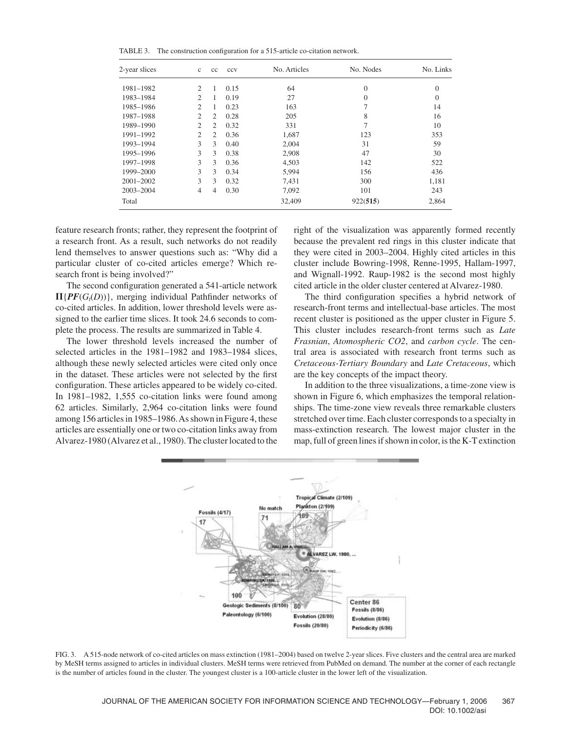TABLE 3. The construction configuration for a 515-article co-citation network.

| 2-year slices | c | cc | ccv | No. Articles | No. Nodes | No. Links |
|---|---|---|---|---|---|---|
| 1981–1982 | 2 | 1 | 0.15 | 64 | 0 | 0 |
| 1983–1984 | 2 | 1 | 0.19 | 27 | 0 | 0 |
| 1985–1986 | 2 | 1 | 0.23 | 163 | 7 | 14 |
| 1987–1988 | 2 | 2 | 0.28 | 205 | 8 | 16 |
| 1989–1990 | 2 | 2 | 0.32 | 331 | 7 | 10 |
| 1991–1992 | 2 | 2 | 0.36 | 1,687 | 123 | 353 |
| 1993–1994 | 3 | 3 | 0.40 | 2,004 | 31 | 59 |
| 1995–1996 | 3 | 3 | 0.38 | 2,908 | 47 | 30 |
| 1997–1998 | 3 | 3 | 0.36 | 4,503 | 142 | 522 |
| 1999–2000 | 3 | 3 | 0.34 | 5,994 | 156 | 436 |
| 2001–2002 | 3 | 3 | 0.32 | 7,431 | 300 | 1,181 |
| 2003–2004 | 4 | 4 | 0.30 | 7,092 | 101 | 243 |
| Total | | | | 32,409 | 922(**515**) | 2,864 |

feature research fronts; rather, they represent the footprint of a research front. As a result, such networks do not readily lend themselves to answer questions such as: "Why did a particular cluster of co-cited articles emerge? Which research front is being involved?"

The second configuration generated a 541-article network $\Pi\{PF(G_t(D))\}$, merging individual Pathfinder networks of co-cited articles. In addition, lower threshold levels were assigned to the earlier time slices. It took 24.6 seconds to complete the process. The results are summarized in Table 4.

The lower threshold levels increased the number of selected articles in the 1981–1982 and 1983–1984 slices, although these newly selected articles were cited only once in the dataset. These articles were not selected by the first configuration. These articles appeared to be widely co-cited. In 1981–1982, 1,555 co-citation links were found among 62 articles. Similarly, 2,964 co-citation links were found among 156 articles in 1985–1986. As shown in Figure 4, these articles are essentially one or two co-citation links away from Alvarez-1980 (Alvarez et al., 1980). The cluster located to the right of the visualization was apparently formed recently because the prevalent red rings in this cluster indicate that they were cited in 2003–2004. Highly cited articles in this cluster include Bowring-1998, Renne-1995, Hallam-1997, and Wignall-1992. Raup-1982 is the second most highly cited article in the older cluster centered at Alvarez-1980.

The third configuration specifies a hybrid network of research-front terms and intellectual-base articles. The most recent cluster is positioned as the upper cluster in Figure 5. This cluster includes research-front terms such as *Late Frasnian*, *Atomospheric CO2*, and *carbon cycle*. The central area is associated with research front terms such as *Cretaceous-Tertiary Boundary* and *Late Cretaceous*, which are the key concepts of the impact theory.

In addition to the three visualizations, a time-zone view is shown in Figure 6, which emphasizes the temporal relationships. The time-zone view reveals three remarkable clusters stretched over time. Each cluster corresponds to a specialty in mass-extinction research. The lowest major cluster in the map, full of green lines if shown in color, is the K-T extinction

FIG. 3. A 515-node network of co-cited articles on mass extinction (1981–2004) based on twelve 2-year slices. Five clusters and the central area are marked by MeSH terms assigned to articles in individual clusters. MeSH terms were retrieved from PubMed on demand. The number at the corner of each rectangle is the number of articles found in the cluster. The youngest cluster is a 100-article cluster in the lower left of the visualization.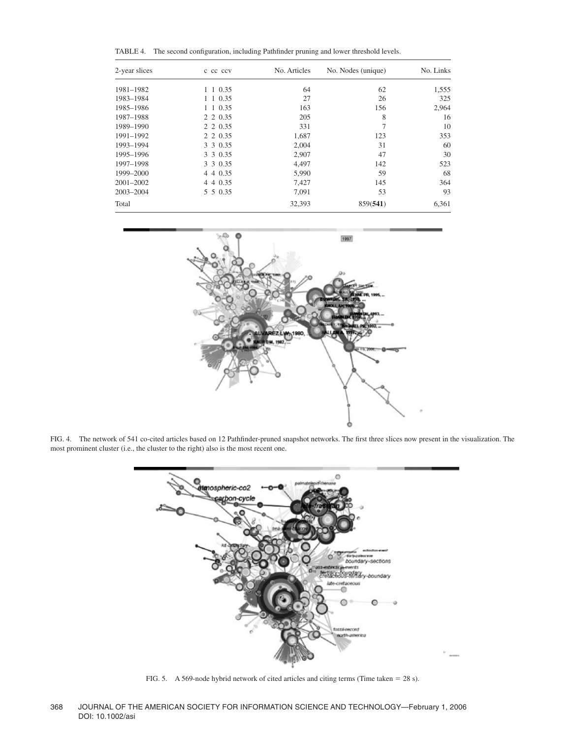TABLE 4. The second configuration, including Pathfinder pruning and lower threshold levels.

| 2-year slices | c cc ccv | No. Articles | No. Nodes (unique) | No. Links |
|---|---|---|---|---|
| 1981–1982 | 1 1 0.35 | 64 | 62 | 1,555 |
| 1983–1984 | 1 1 0.35 | 27 | 26 | 325 |
| 1985–1986 | 1 1 0.35 | 163 | 156 | 2,964 |
| 1987–1988 | 2 2 0.35 | 205 | 8 | 16 |
| 1989–1990 | 2 2 0.35 | 331 | 7 | 10 |
| 1991–1992 | 2 2 0.35 | 1,687 | 123 | 353 |
| 1993–1994 | 3 3 0.35 | 2,004 | 31 | 60 |
| 1995–1996 | 3 3 0.35 | 2,907 | 47 | 30 |
| 1997–1998 | 3 3 0.35 | 4,497 | 142 | 523 |
| 1999–2000 | 4 4 0.35 | 5,990 | 59 | 68 |
| 2001–2002 | 4 4 0.35 | 7,427 | 145 | 364 |
| 2003–2004 | 5 5 0.35 | 7,091 | 53 | 93 |
| Total | | 32,393 | 859(**541**) | 6,361 |

FIG. 4. The network of 541 co-cited articles based on 12 Pathfinder-pruned snapshot networks. The first three slices now present in the visualization. The most prominent cluster (i.e., the cluster to the right) also is the most recent one.

FIG. 5. A 569-node hybrid network of cited articles and citing terms (Time taken = 28 s).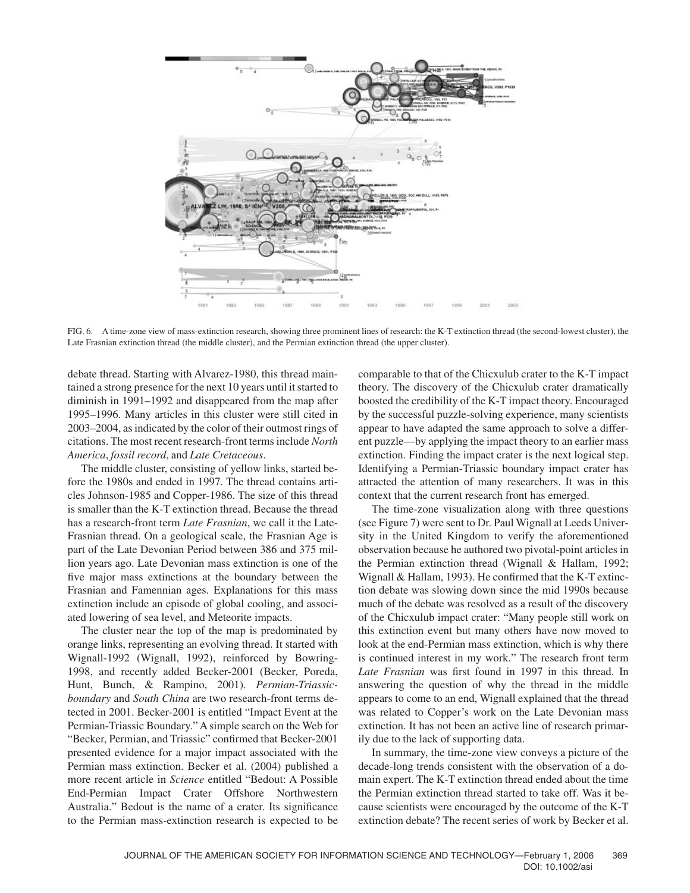FIG. 6. A time-zone view of mass-extinction research, showing three prominent lines of research: the K-T extinction thread (the second-lowest cluster), the Late Frasnian extinction thread (the middle cluster), and the Permian extinction thread (the upper cluster).

debate thread. Starting with Alvarez-1980, this thread maintained a strong presence for the next 10 years until it started to diminish in 1991–1992 and disappeared from the map after 1995–1996. Many articles in this cluster were still cited in 2003–2004, as indicated by the color of their outmost rings of citations. The most recent research-front terms include *North America*, *fossil record*, and *Late Cretaceous*.

The middle cluster, consisting of yellow links, started before the 1980s and ended in 1997. The thread contains articles Johnson-1985 and Copper-1986. The size of this thread is smaller than the K-T extinction thread. Because the thread has a research-front term *Late Frasnian*, we call it the Late-Frasnian thread. On a geological scale, the Frasnian Age is part of the Late Devonian Period between 386 and 375 million years ago. Late Devonian mass extinction is one of the five major mass extinctions at the boundary between the Frasnian and Famennian ages. Explanations for this mass extinction include an episode of global cooling, and associated lowering of sea level, and Meteorite impacts.

The cluster near the top of the map is predominated by orange links, representing an evolving thread. It started with Wignall-1992 (Wignall, 1992), reinforced by Bowring-1998, and recently added Becker-2001 (Becker, Poreda, Hunt, Bunch, & Rampino, 2001). *Permian-Triassic-boundary* and *South China* are two research-front terms detected in 2001. Becker-2001 is entitled "Impact Event at the Permian-Triassic Boundary." A simple search on the Web for "Becker, Permian, and Triassic" confirmed that Becker-2001 presented evidence for a major impact associated with the Permian mass extinction. Becker et al. (2004) published a more recent article in *Science* entitled "Bedout: A Possible End-Permian Impact Crater Offshore Northwestern Australia." Bedout is the name of a crater. Its significance to the Permian mass-extinction research is expected to be comparable to that of the Chicxulub crater to the K-T impact theory. The discovery of the Chicxulub crater dramatically boosted the credibility of the K-T impact theory. Encouraged by the successful puzzle-solving experience, many scientists appear to have adapted the same approach to solve a different puzzle—by applying the impact theory to an earlier mass extinction. Finding the impact crater is the next logical step. Identifying a Permian-Triassic boundary impact crater has attracted the attention of many researchers. It was in this context that the current research front has emerged.

The time-zone visualization along with three questions (see Figure 7) were sent to Dr. Paul Wignall at Leeds University in the United Kingdom to verify the aforementioned observation because he authored two pivotal-point articles in the Permian extinction thread (Wignall & Hallam, 1992; Wignall & Hallam, 1993). He confirmed that the K-T extinction debate was slowing down since the mid 1990s because much of the debate was resolved as a result of the discovery of the Chicxulub impact crater: "Many people still work on this extinction event but many others have now moved to look at the end-Permian mass extinction, which is why there is continued interest in my work." The research front term *Late Frasnian* was first found in 1997 in this thread. In answering the question of why the thread in the middle appears to come to an end, Wignall explained that the thread was related to Copper's work on the Late Devonian mass extinction. It has not been an active line of research primarily due to the lack of supporting data.

In summary, the time-zone view conveys a picture of the decade-long trends consistent with the observation of a domain expert. The K-T extinction thread ended about the time the Permian extinction thread started to take off. Was it because scientists were encouraged by the outcome of the K-T extinction debate? The recent series of work by Becker et al.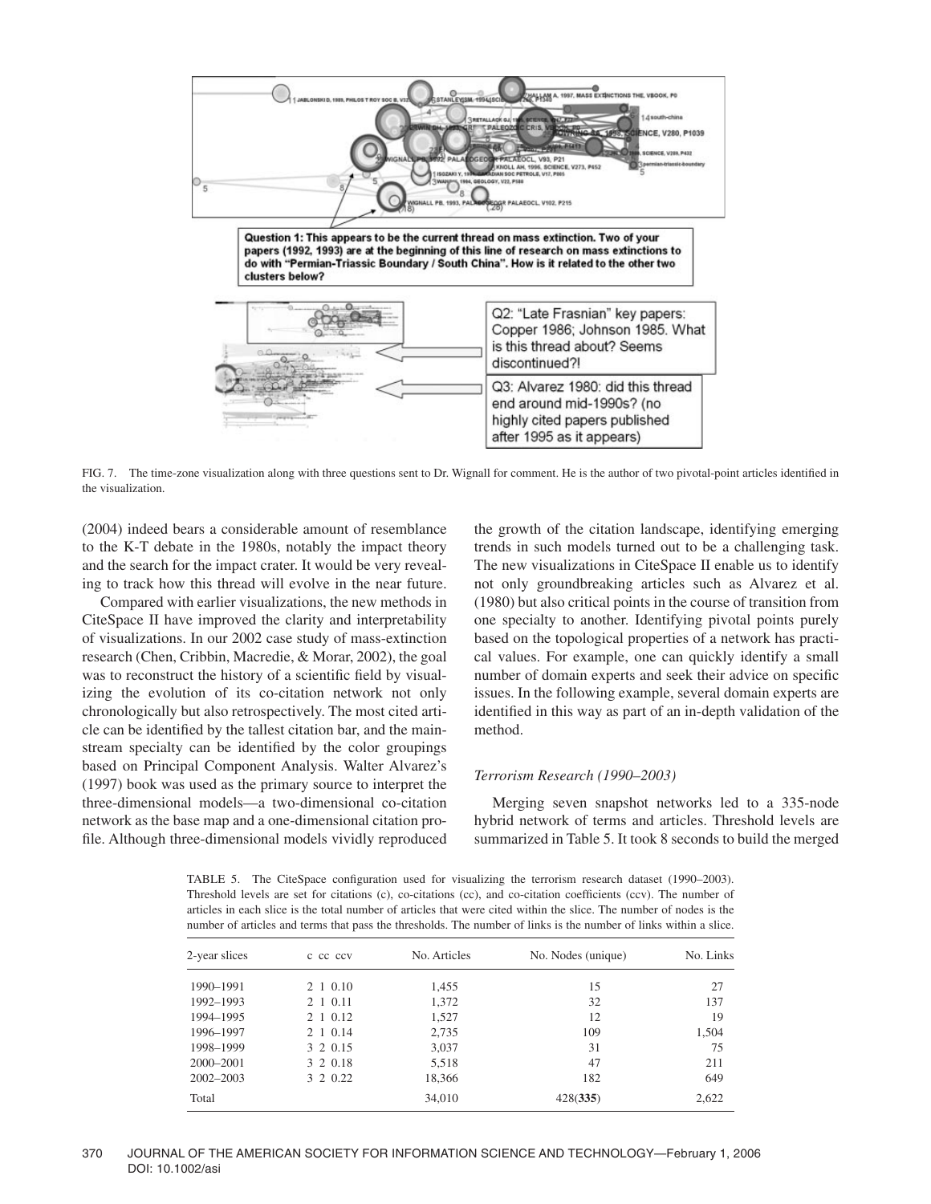FIG. 7. The time-zone visualization along with three questions sent to Dr. Wignall for comment. He is the author of two pivotal-point articles identified in the visualization.

(2004) indeed bears a considerable amount of resemblance to the K-T debate in the 1980s, notably the impact theory and the search for the impact crater. It would be very revealing to track how this thread will evolve in the near future.

Compared with earlier visualizations, the new methods in CiteSpace II have improved the clarity and interpretability of visualizations. In our 2002 case study of mass-extinction research (Chen, Cribbin, Macredie, & Morar, 2002), the goal was to reconstruct the history of a scientific field by visualizing the evolution of its co-citation network not only chronologically but also retrospectively. The most cited article can be identified by the tallest citation bar, and the mainstream specialty can be identified by the color groupings based on Principal Component Analysis. Walter Alvarez's (1997) book was used as the primary source to interpret the three-dimensional models—a two-dimensional co-citation network as the base map and a one-dimensional citation profile. Although three-dimensional models vividly reproduced the growth of the citation landscape, identifying emerging trends in such models turned out to be a challenging task. The new visualizations in CiteSpace II enable us to identify not only groundbreaking articles such as Alvarez et al. (1980) but also critical points in the course of transition from one specialty to another. Identifying pivotal points purely based on the topological properties of a network has practical values. For example, one can quickly identify a small number of domain experts and seek their advice on specific issues. In the following example, several domain experts are identified in this way as part of an in-depth validation of the method.

### *Terrorism Research (1990–2003)*

Merging seven snapshot networks led to a 335-node hybrid network of terms and articles. Threshold levels are summarized in Table 5. It took 8 seconds to build the merged

TABLE 5. The CiteSpace configuration used for visualizing the terrorism research dataset (1990–2003). Threshold levels are set for citations (c), co-citations (cc), and co-citation coefficients (ccv). The number of articles in each slice is the total number of articles that were cited within the slice. The number of nodes is the number of articles and terms that pass the thresholds. The number of links is the number of links within a slice.

| 2-year slices | c cc ccv | No. Articles | No. Nodes (unique) | No. Links |
|---|---|---|---|---|
| 1990–1991 | 2 1 0.10 | 1,455 | 15 | 27 |
| 1992–1993 | 2 1 0.11 | 1,372 | 32 | 137 |
| 1994–1995 | 2 1 0.12 | 1,527 | 12 | 19 |
| 1996–1997 | 2 1 0.14 | 2,735 | 109 | 1,504 |
| 1998–1999 | 3 2 0.15 | 3,037 | 31 | 75 |
| 2000–2001 | 3 2 0.18 | 5,518 | 47 | 211 |
| 2002–2003 | 3 2 0.22 | 18,366 | 182 | 649 |
| Total | | 34,010 | 428(**335**) | 2,622 |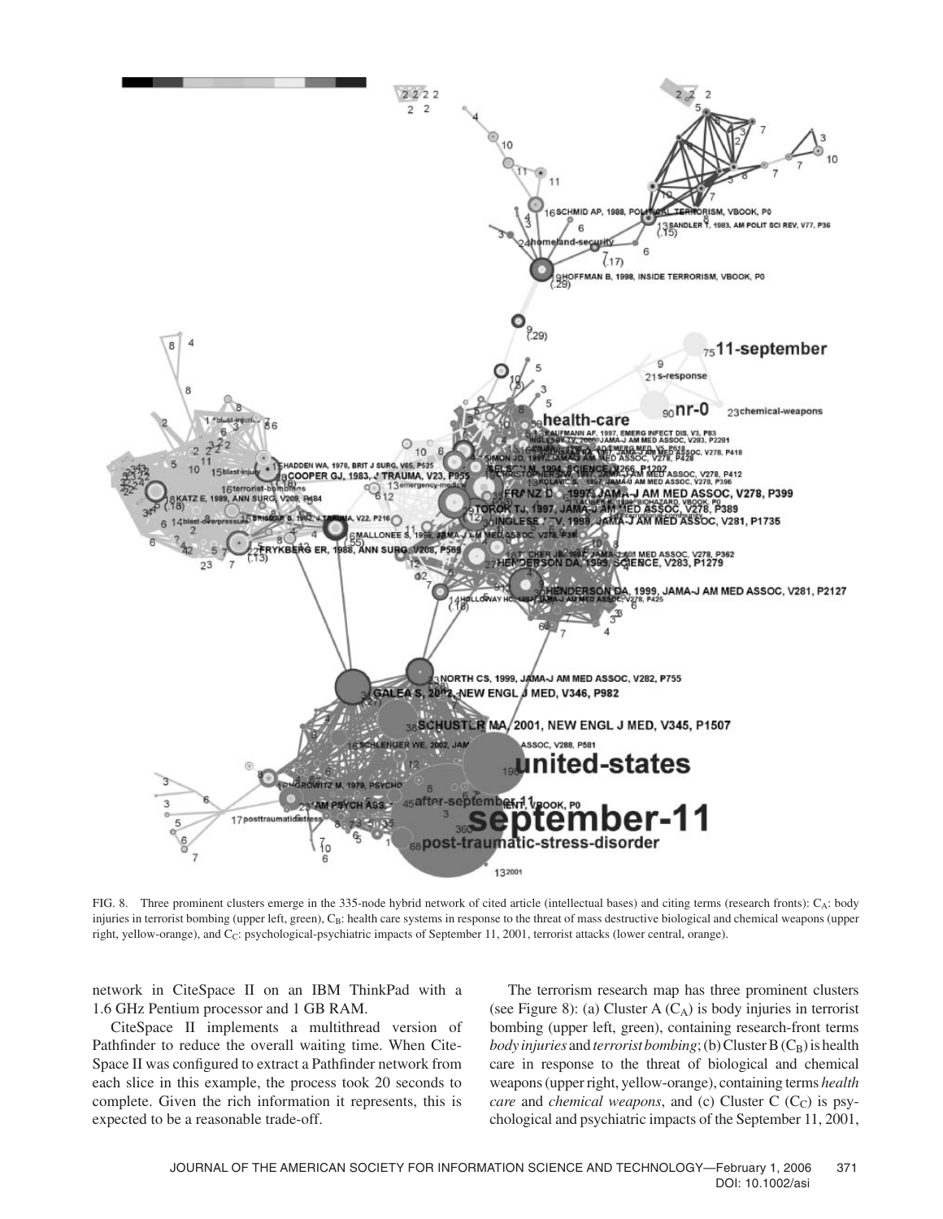FIG. 8. Three prominent clusters emerge in the 335-node hybrid network of cited article (intellectual bases) and citing terms (research fronts): $C_A$: body injuries in terrorist bombing (upper left, green), $C_B$: health care systems in response to the threat of mass destructive biological and chemical weapons (upper right, yellow-orange), and $C_C$: psychological-psychiatric impacts of September 11, 2001, terrorist attacks (lower central, orange).

network in CiteSpace II on an IBM ThinkPad with a 1.6 GHz Pentium processor and 1 GB RAM.

CiteSpace II implements a multithread version of Pathfinder to reduce the overall waiting time. When CiteSpace II was configured to extract a Pathfinder network from each slice in this example, the process took 20 seconds to complete. Given the rich information it represents, this is expected to be a reasonable trade-off.

The terrorism research map has three prominent clusters (see Figure 8): (a) Cluster A ($C_A$) is body injuries in terrorist bombing (upper left, green), containing research-front terms *body injuries* and *terrorist bombing*; (b) Cluster B ($C_B$) is health care in response to the threat of biological and chemical weapons (upper right, yellow-orange), containing terms *health care* and *chemical weapons*, and (c) Cluster C ($C_C$) is psychological and psychiatric impacts of the September 11, 2001,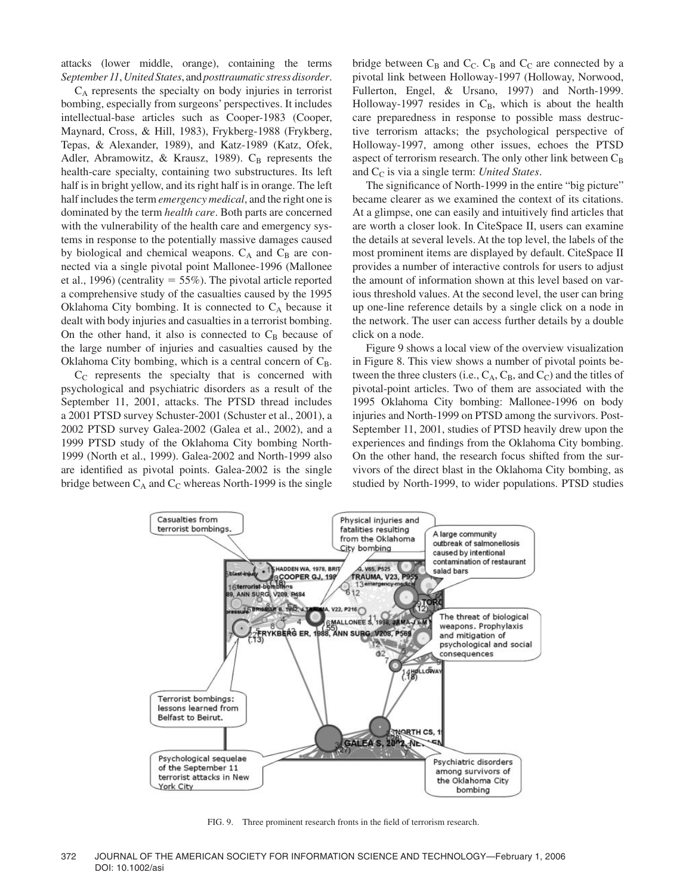attacks (lower middle, orange), containing the terms *September 11*, *United States*, and *posttraumatic stress disorder*.

$C_A$ represents the specialty on body injuries in terrorist bombing, especially from surgeons' perspectives. It includes intellectual-base articles such as Cooper-1983 (Cooper, Maynard, Cross, & Hill, 1983), Frykberg-1988 (Frykberg, Tepas, & Alexander, 1989), and Katz-1989 (Katz, Ofek, Adler, Abramowitz, & Krausz, 1989). $C_B$ represents the health-care specialty, containing two substructures. Its left half is in bright yellow, and its right half is in orange. The left half includes the term *emergency medical*, and the right one is dominated by the term *health care*. Both parts are concerned with the vulnerability of the health care and emergency systems in response to the potentially massive damages caused by biological and chemical weapons. $C_A$ and $C_B$ are connected via a single pivotal point Mallonee-1996 (Mallonee et al., 1996) (centrality = 55%). The pivotal article reported a comprehensive study of the casualties caused by the 1995 Oklahoma City bombing. It is connected to $C_A$ because it dealt with body injuries and casualties in a terrorist bombing. On the other hand, it also is connected to $C_B$ because of the large number of injuries and casualties caused by the Oklahoma City bombing, which is a central concern of $C_B$.

$C_C$ represents the specialty that is concerned with psychological and psychiatric disorders as a result of the September 11, 2001, attacks. The PTSD thread includes a 2001 PTSD survey Schuster-2001 (Schuster et al., 2001), a 2002 PTSD survey Galea-2002 (Galea et al., 2002), and a 1999 PTSD study of the Oklahoma City bombing North-1999 (North et al., 1999). Galea-2002 and North-1999 also are identified as pivotal points. Galea-2002 is the single bridge between $C_A$ and $C_C$ whereas North-1999 is the single bridge between $C_B$ and $C_C$. $C_B$ and $C_C$ are connected by a pivotal link between Holloway-1997 (Holloway, Norwood, Fullerton, Engel, & Ursano, 1997) and North-1999. Holloway-1997 resides in $C_B$, which is about the health care preparedness in response to possible mass destructive terrorism attacks; the psychological perspective of Holloway-1997, among other issues, echoes the PTSD aspect of terrorism research. The only other link between $C_B$ and $C_C$ is via a single term: *United States*.

The significance of North-1999 in the entire "big picture" became clearer as we examined the context of its citations. At a glimpse, one can easily and intuitively find articles that are worth a closer look. In CiteSpace II, users can examine the details at several levels. At the top level, the labels of the most prominent items are displayed by default. CiteSpace II provides a number of interactive controls for users to adjust the amount of information shown at this level based on various threshold values. At the second level, the user can bring up one-line reference details by a single click on a node in the network. The user can access further details by a double click on a node.

Figure 9 shows a local view of the overview visualization in Figure 8. This view shows a number of pivotal points between the three clusters (i.e., $C_A$, $C_B$, and $C_C$) and the titles of pivotal-point articles. Two of them are associated with the 1995 Oklahoma City bombing: Mallonee-1996 on body injuries and North-1999 on PTSD among the survivors. Post-September 11, 2001, studies of PTSD heavily drew upon the experiences and findings from the Oklahoma City bombing. On the other hand, the research focus shifted from the survivors of the direct blast in the Oklahoma City bombing, as studied by North-1999, to wider populations. PTSD studies

FIG. 9. Three prominent research fronts in the field of terrorism research.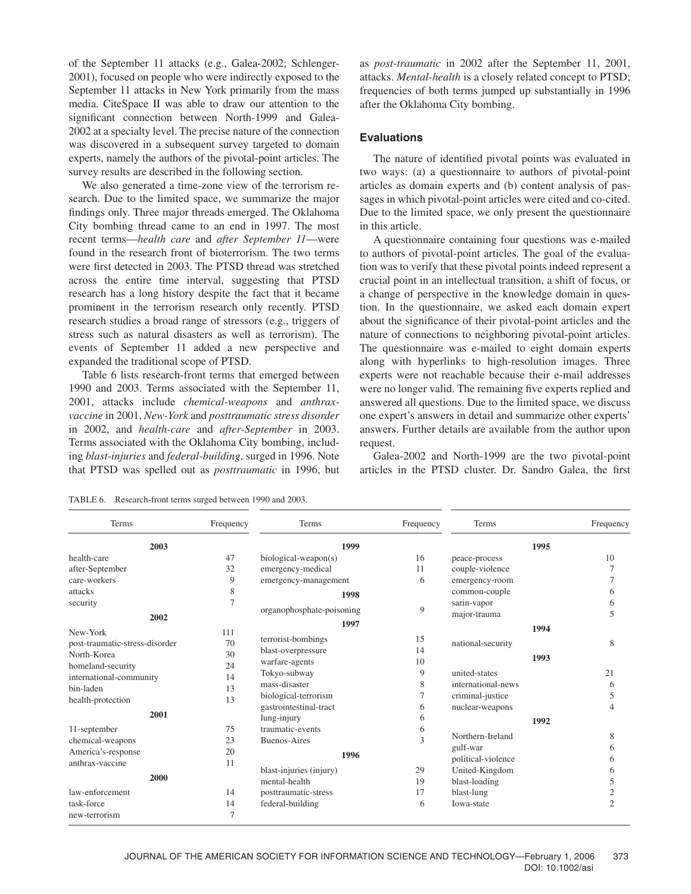of the September 11 attacks (e.g., Galea-2002; Schlenger-2001), focused on people who were indirectly exposed to the September 11 attacks in New York primarily from the mass media. CiteSpace II was able to draw our attention to the significant connection between North-1999 and Galea-2002 at a specialty level. The precise nature of the connection was discovered in a subsequent survey targeted to domain experts, namely the authors of the pivotal-point articles. The survey results are described in the following section.

We also generated a time-zone view of the terrorism research. Due to the limited space, we summarize the major findings only. Three major threads emerged. The Oklahoma City bombing thread came to an end in 1997. The most recent terms—*health care* and *after September 11*—were found in the research front of bioterrorism. The two terms were first detected in 2003. The PTSD thread was stretched across the entire time interval, suggesting that PTSD research has a long history despite the fact that it became prominent in the terrorism research only recently. PTSD research studies a broad range of stressors (e.g., triggers of stress such as natural disasters as well as terrorism). The events of September 11 added a new perspective and expanded the traditional scope of PTSD.

Table 6 lists research-front terms that emerged between 1990 and 2003. Terms associated with the September 11, 2001, attacks include *chemical-weapons* and *anthrax-vaccine* in 2001, *New-York* and *posttraumatic stress disorder* in 2002, and *health-care* and *after-September* in 2003. Terms associated with the Oklahoma City bombing, including *blast-injuries* and *federal-building*, surged in 1996. Note that PTSD was spelled out as *posttraumatic* in 1996, but as *post-traumatic* in 2002 after the September 11, 2001, attacks. *Mental-health* is a closely related concept to PTSD; frequencies of both terms jumped up substantially in 1996 after the Oklahoma City bombing.

## Evaluations

The nature of identified pivotal points was evaluated in two ways: (a) a questionnaire to authors of pivotal-point articles as domain experts and (b) content analysis of passages in which pivotal-point articles were cited and co-cited. Due to the limited space, we only present the questionnaire in this article.

A questionnaire containing four questions was e-mailed to authors of pivotal-point articles. The goal of the evaluation was to verify that these pivotal points indeed represent a crucial point in an intellectual transition, a shift of focus, or a change of perspective in the knowledge domain in question. In the questionnaire, we asked each domain expert about the significance of their pivotal-point articles and the nature of connections to neighboring pivotal-point articles. The questionnaire was e-mailed to eight domain experts along with hyperlinks to high-resolution images. Three experts were not reachable because their e-mail addresses were no longer valid. The remaining five experts replied and answered all questions. Due to the limited space, we discuss one expert's answers in detail and summarize other experts' answers. Further details are available from the author upon request.

Galea-2002 and North-1999 are the two pivotal-point articles in the PTSD cluster. Dr. Sandro Galea, the first

TABLE 6. Research-front terms surged between 1990 and 2003.

| Terms | Frequency | Terms | Frequency | Terms | Frequency |
|---|---|---|---|---|---|
| **2003** | | **1999** | | **1995** | |
| health-care | 47 | biological-weapon(s) | 16 | peace-process | 10 |
| after-September | 32 | emergency-medical | 11 | couple-violence | 7 |
| care-workers | 9 | emergency-management | 6 | emergency-room | 7 |
| attacks | 8 | **1998** | | common-couple | 6 |
| security | 7 | organophosphate-poisoning | 9 | sarin-vapor | 6 |
| **2002** | | **1997** | | major-trauma | 5 |
| New-York | 111 | terrorist-bombings | 15 | **1994** | |
| post-traumatic-stress-disorder | 70 | blast-overpressure | 14 | national-security | 8 |
| North-Korea | 30 | warfare-agents | 10 | **1993** | |
| homeland-security | 24 | Tokyo-subway | 9 | united-states | 21 |
| international-community | 14 | mass-disaster | 8 | international-news | 6 |
| bin-laden | 13 | biological-terrorism | 7 | criminal-justice | 5 |
| health-protection | 13 | gastrointestinal-tract | 6 | nuclear-weapons | 4 |
| **2001** | | lung-injury | 6 | **1992** | |
| 11-september | 75 | traumatic-events | 6 | Northern-Ireland | 8 |
| chemical-weapons | 23 | Buenos-Aires | 3 | gulf-war | 6 |
| America's-response | 20 | **1996** | | political-violence | 6 |
| anthrax-vaccine | 11 | blast-injuries (injury) | 29 | United-Kingdom | 6 |
| **2000** | | mental-health | 19 | blast-loading | 5 |
| law-enforcement | 14 | posttraumatic-stress | 17 | blast-lung | 2 |
| task-force | 14 | federal-building | 6 | Iowa-state | 2 |
| new-terrorism | 7 | | | | |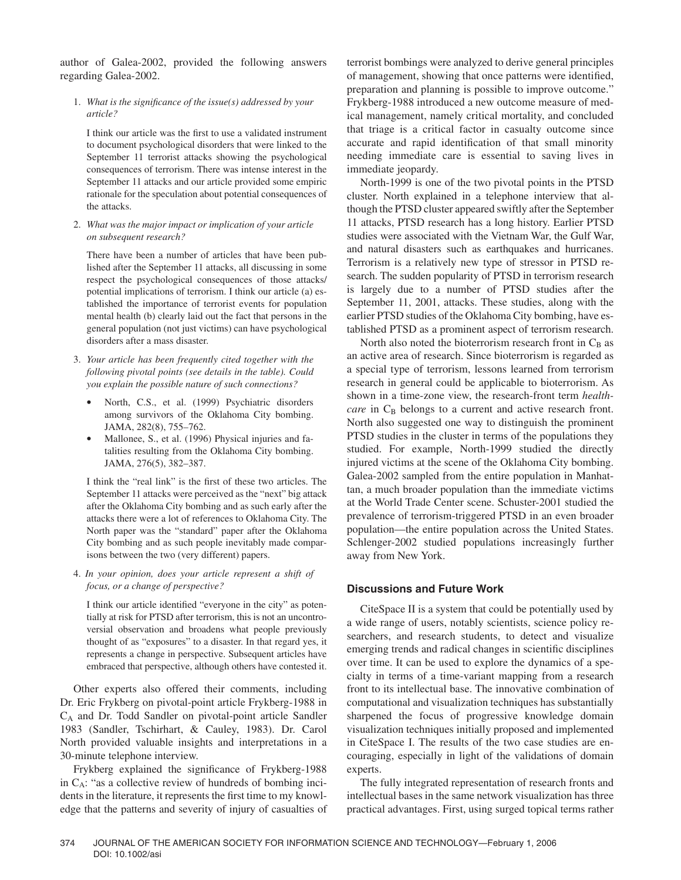author of Galea-2002, provided the following answers regarding Galea-2002.

1. *What is the significance of the issue(s) addressed by your article?*

   I think our article was the first to use a validated instrument to document psychological disorders that were linked to the September 11 terrorist attacks showing the psychological consequences of terrorism. There was intense interest in the September 11 attacks and our article provided some empiric rationale for the speculation about potential consequences of the attacks.

2. *What was the major impact or implication of your article on subsequent research?*

   There have been a number of articles that have been published after the September 11 attacks, all discussing in some respect the psychological consequences of those attacks/potential implications of terrorism. I think our article (a) established the importance of terrorist events for population mental health (b) clearly laid out the fact that persons in the general population (not just victims) can have psychological disorders after a mass disaster.

3. *Your article has been frequently cited together with the following pivotal points (see details in the table). Could you explain the possible nature of such connections?*

   - North, C.S., et al. (1999) Psychiatric disorders among survivors of the Oklahoma City bombing. JAMA, 282(8), 755–762.
   - Mallonee, S., et al. (1996) Physical injuries and fatalities resulting from the Oklahoma City bombing. JAMA, 276(5), 382–387.

   I think the "real link" is the first of these two articles. The September 11 attacks were perceived as the "next" big attack after the Oklahoma City bombing and as such early after the attacks there were a lot of references to Oklahoma City. The North paper was the "standard" paper after the Oklahoma City bombing and as such people inevitably made comparisons between the two (very different) papers.

4. *In your opinion, does your article represent a shift of focus, or a change of perspective?*

   I think our article identified "everyone in the city" as potentially at risk for PTSD after terrorism, this is not an uncontroversial observation and broadens what people previously thought of as "exposures" to a disaster. In that regard yes, it represents a change in perspective. Subsequent articles have embraced that perspective, although others have contested it.

Other experts also offered their comments, including Dr. Eric Frykberg on pivotal-point article Frykberg-1988 in $C_A$ and Dr. Todd Sandler on pivotal-point article Sandler 1983 (Sandler, Tschirhart, & Cauley, 1983). Dr. Carol North provided valuable insights and interpretations in a 30-minute telephone interview.

Frykberg explained the significance of Frykberg-1988 in $C_A$: "as a collective review of hundreds of bombing incidents in the literature, it represents the first time to my knowledge that the patterns and severity of injury of casualties of terrorist bombings were analyzed to derive general principles of management, showing that once patterns were identified, preparation and planning is possible to improve outcome." Frykberg-1988 introduced a new outcome measure of medical management, namely critical mortality, and concluded that triage is a critical factor in casualty outcome since accurate and rapid identification of that small minority needing immediate care is essential to saving lives in immediate jeopardy.

North-1999 is one of the two pivotal points in the PTSD cluster. North explained in a telephone interview that although the PTSD cluster appeared swiftly after the September 11 attacks, PTSD research has a long history. Earlier PTSD studies were associated with the Vietnam War, the Gulf War, and natural disasters such as earthquakes and hurricanes. Terrorism is a relatively new type of stressor in PTSD research. The sudden popularity of PTSD in terrorism research is largely due to a number of PTSD studies after the September 11, 2001, attacks. These studies, along with the earlier PTSD studies of the Oklahoma City bombing, have established PTSD as a prominent aspect of terrorism research.

North also noted the bioterrorism research front in $C_B$ as an active area of research. Since bioterrorism is regarded as a special type of terrorism, lessons learned from terrorism research in general could be applicable to bioterrorism. As shown in a time-zone view, the research-front term *healthcare* in $C_B$ belongs to a current and active research front. North also suggested one way to distinguish the prominent PTSD studies in the cluster in terms of the populations they studied. For example, North-1999 studied the directly injured victims at the scene of the Oklahoma City bombing. Galea-2002 sampled from the entire population in Manhattan, a much broader population than the immediate victims at the World Trade Center scene. Schuster-2001 studied the prevalence of terrorism-triggered PTSD in an even broader population—the entire population across the United States. Schlenger-2002 studied populations increasingly further away from New York.

### Discussions and Future Work

CiteSpace II is a system that could be potentially used by a wide range of users, notably scientists, science policy researchers, and research students, to detect and visualize emerging trends and radical changes in scientific disciplines over time. It can be used to explore the dynamics of a specialty in terms of a time-variant mapping from a research front to its intellectual base. The innovative combination of computational and visualization techniques has substantially sharpened the focus of progressive knowledge domain visualization techniques initially proposed and implemented in CiteSpace I. The results of the two case studies are encouraging, especially in light of the validations of domain experts.

The fully integrated representation of research fronts and intellectual bases in the same network visualization has three practical advantages. First, using surged topical terms rather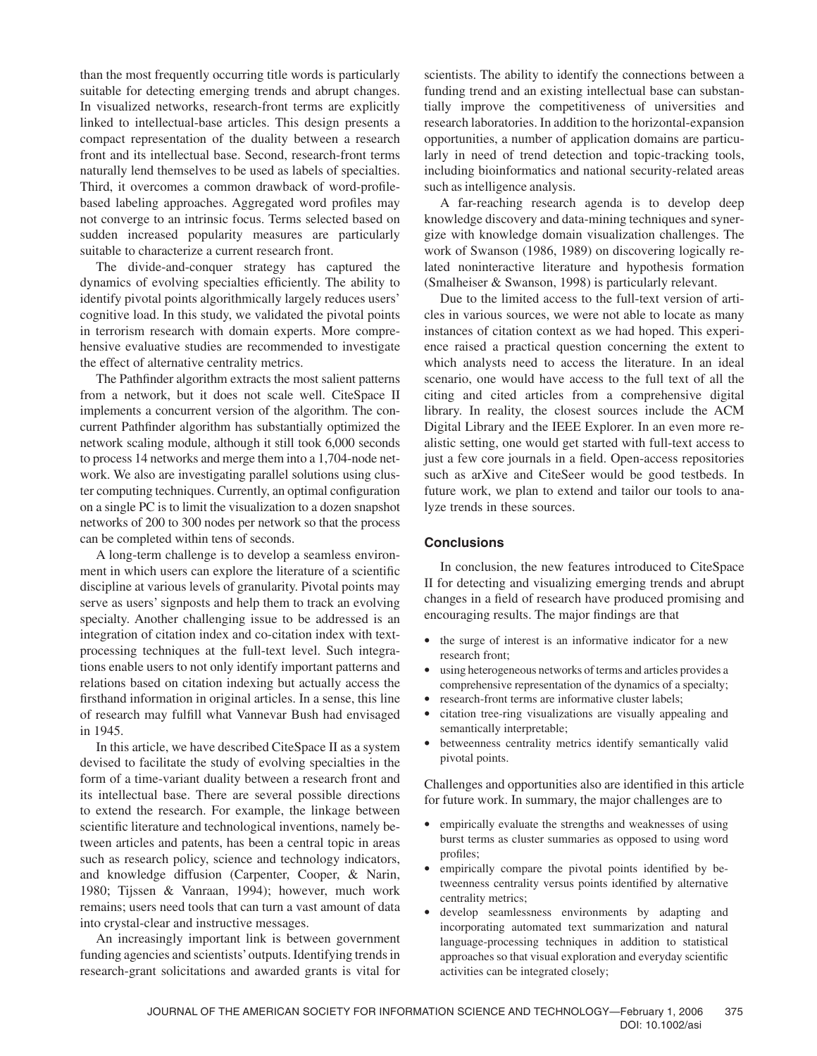than the most frequently occurring title words is particularly suitable for detecting emerging trends and abrupt changes. In visualized networks, research-front terms are explicitly linked to intellectual-base articles. This design presents a compact representation of the duality between a research front and its intellectual base. Second, research-front terms naturally lend themselves to be used as labels of specialties. Third, it overcomes a common drawback of word-profile-based labeling approaches. Aggregated word profiles may not converge to an intrinsic focus. Terms selected based on sudden increased popularity measures are particularly suitable to characterize a current research front.

The divide-and-conquer strategy has captured the dynamics of evolving specialties efficiently. The ability to identify pivotal points algorithmically largely reduces users' cognitive load. In this study, we validated the pivotal points in terrorism research with domain experts. More comprehensive evaluative studies are recommended to investigate the effect of alternative centrality metrics.

The Pathfinder algorithm extracts the most salient patterns from a network, but it does not scale well. CiteSpace II implements a concurrent version of the algorithm. The concurrent Pathfinder algorithm has substantially optimized the network scaling module, although it still took 6,000 seconds to process 14 networks and merge them into a 1,704-node network. We also are investigating parallel solutions using cluster computing techniques. Currently, an optimal configuration on a single PC is to limit the visualization to a dozen snapshot networks of 200 to 300 nodes per network so that the process can be completed within tens of seconds.

A long-term challenge is to develop a seamless environment in which users can explore the literature of a scientific discipline at various levels of granularity. Pivotal points may serve as users' signposts and help them to track an evolving specialty. Another challenging issue to be addressed is an integration of citation index and co-citation index with text-processing techniques at the full-text level. Such integrations enable users to not only identify important patterns and relations based on citation indexing but actually access the firsthand information in original articles. In a sense, this line of research may fulfill what Vannevar Bush had envisaged in 1945.

In this article, we have described CiteSpace II as a system devised to facilitate the study of evolving specialties in the form of a time-variant duality between a research front and its intellectual base. There are several possible directions to extend the research. For example, the linkage between scientific literature and technological inventions, namely between articles and patents, has been a central topic in areas such as research policy, science and technology indicators, and knowledge diffusion (Carpenter, Cooper, & Narin, 1980; Tijssen & Vanraan, 1994); however, much work remains; users need tools that can turn a vast amount of data into crystal-clear and instructive messages.

An increasingly important link is between government funding agencies and scientists' outputs. Identifying trends in research-grant solicitations and awarded grants is vital for scientists. The ability to identify the connections between a funding trend and an existing intellectual base can substantially improve the competitiveness of universities and research laboratories. In addition to the horizontal-expansion opportunities, a number of application domains are particularly in need of trend detection and topic-tracking tools, including bioinformatics and national security-related areas such as intelligence analysis.

A far-reaching research agenda is to develop deep knowledge discovery and data-mining techniques and synergize with knowledge domain visualization challenges. The work of Swanson (1986, 1989) on discovering logically related noninteractive literature and hypothesis formation (Smalheiser & Swanson, 1998) is particularly relevant.

Due to the limited access to the full-text version of articles in various sources, we were not able to locate as many instances of citation context as we had hoped. This experience raised a practical question concerning the extent to which analysts need to access the literature. In an ideal scenario, one would have access to the full text of all the citing and cited articles from a comprehensive digital library. In reality, the closest sources include the ACM Digital Library and the IEEE Explorer. In an even more realistic setting, one would get started with full-text access to just a few core journals in a field. Open-access repositories such as arXive and CiteSeer would be good testbeds. In future work, we plan to extend and tailor our tools to analyze trends in these sources.

## Conclusions

In conclusion, the new features introduced to CiteSpace II for detecting and visualizing emerging trends and abrupt changes in a field of research have produced promising and encouraging results. The major findings are that

- the surge of interest is an informative indicator for a new research front;
- using heterogeneous networks of terms and articles provides a comprehensive representation of the dynamics of a specialty;
- research-front terms are informative cluster labels;
- citation tree-ring visualizations are visually appealing and semantically interpretable;
- betweenness centrality metrics identify semantically valid pivotal points.

Challenges and opportunities also are identified in this article for future work. In summary, the major challenges are to

- empirically evaluate the strengths and weaknesses of using burst terms as cluster summaries as opposed to using word profiles;
- empirically compare the pivotal points identified by betweenness centrality versus points identified by alternative centrality metrics;
- develop seamlessness environments by adapting and incorporating automated text summarization and natural language-processing techniques in addition to statistical approaches so that visual exploration and everyday scientific activities can be integrated closely;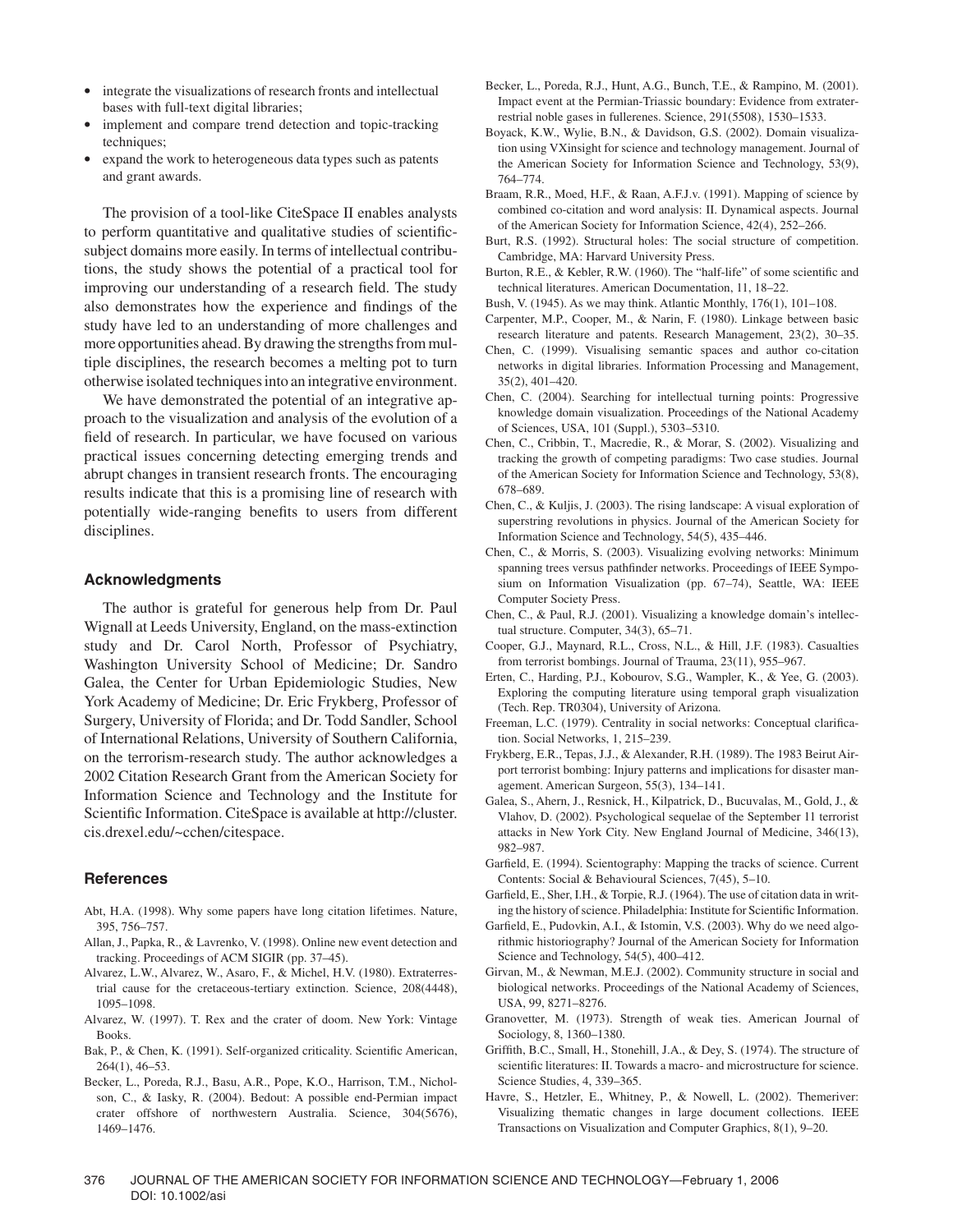- integrate the visualizations of research fronts and intellectual bases with full-text digital libraries;
- implement and compare trend detection and topic-tracking techniques;
- expand the work to heterogeneous data types such as patents and grant awards.

The provision of a tool-like CiteSpace II enables analysts to perform quantitative and qualitative studies of scientific-subject domains more easily. In terms of intellectual contributions, the study shows the potential of a practical tool for improving our understanding of a research field. The study also demonstrates how the experience and findings of the study have led to an understanding of more challenges and more opportunities ahead. By drawing the strengths from multiple disciplines, the research becomes a melting pot to turn otherwise isolated techniques into an integrative environment.

We have demonstrated the potential of an integrative approach to the visualization and analysis of the evolution of a field of research. In particular, we have focused on various practical issues concerning detecting emerging trends and abrupt changes in transient research fronts. The encouraging results indicate that this is a promising line of research with potentially wide-ranging benefits to users from different disciplines.

## Acknowledgments

The author is grateful for generous help from Dr. Paul Wignall at Leeds University, England, on the mass-extinction study and Dr. Carol North, Professor of Psychiatry, Washington University School of Medicine; Dr. Sandro Galea, the Center for Urban Epidemiologic Studies, New York Academy of Medicine; Dr. Eric Frykberg, Professor of Surgery, University of Florida; and Dr. Todd Sandler, School of International Relations, University of Southern California, on the terrorism-research study. The author acknowledges a 2002 Citation Research Grant from the American Society for Information Science and Technology and the Institute for Scientific Information. CiteSpace is available at http://cluster.cis.drexel.edu/~cchen/citespace.

## References

Abt, H.A. (1998). Why some papers have long citation lifetimes. Nature, 395, 756–757.

Allan, J., Papka, R., & Lavrenko, V. (1998). Online new event detection and tracking. Proceedings of ACM SIGIR (pp. 37–45).

Alvarez, L.W., Alvarez, W., Asaro, F., & Michel, H.V. (1980). Extraterrestrial cause for the cretaceous-tertiary extinction. Science, 208(4448), 1095–1098.

Alvarez, W. (1997). T. Rex and the crater of doom. New York: Vintage Books.

Bak, P., & Chen, K. (1991). Self-organized criticality. Scientific American, 264(1), 46–53.

Becker, L., Poreda, R.J., Basu, A.R., Pope, K.O., Harrison, T.M., Nicholson, C., & Iasky, R. (2004). Bedout: A possible end-Permian impact crater offshore of northwestern Australia. Science, 304(5676), 1469–1476.

Becker, L., Poreda, R.J., Hunt, A.G., Bunch, T.E., & Rampino, M. (2001). Impact event at the Permian-Triassic boundary: Evidence from extraterrestrial noble gases in fullerenes. Science, 291(5508), 1530–1533.

Boyack, K.W., Wylie, B.N., & Davidson, G.S. (2002). Domain visualization using VXinsight for science and technology management. Journal of the American Society for Information Science and Technology, 53(9), 764–774.

Braam, R.R., Moed, H.F., & Raan, A.F.J.v. (1991). Mapping of science by combined co-citation and word analysis: II. Dynamical aspects. Journal of the American Society for Information Science, 42(4), 252–266.

Burt, R.S. (1992). Structural holes: The social structure of competition. Cambridge, MA: Harvard University Press.

Burton, R.E., & Kebler, R.W. (1960). The "half-life" of some scientific and technical literatures. American Documentation, 11, 18–22.

Bush, V. (1945). As we may think. Atlantic Monthly, 176(1), 101–108.

Carpenter, M.P., Cooper, M., & Narin, F. (1980). Linkage between basic research literature and patents. Research Management, 23(2), 30–35.

Chen, C. (1999). Visualising semantic spaces and author co-citation networks in digital libraries. Information Processing and Management, 35(2), 401–420.

Chen, C. (2004). Searching for intellectual turning points: Progressive knowledge domain visualization. Proceedings of the National Academy of Sciences, USA, 101 (Suppl.), 5303–5310.

Chen, C., Cribbin, T., Macredie, R., & Morar, S. (2002). Visualizing and tracking the growth of competing paradigms: Two case studies. Journal of the American Society for Information Science and Technology, 53(8), 678–689.

Chen, C., & Kuljis, J. (2003). The rising landscape: A visual exploration of superstring revolutions in physics. Journal of the American Society for Information Science and Technology, 54(5), 435–446.

Chen, C., & Morris, S. (2003). Visualizing evolving networks: Minimum spanning trees versus pathfinder networks. Proceedings of IEEE Symposium on Information Visualization (pp. 67–74), Seattle, WA: IEEE Computer Society Press.

Chen, C., & Paul, R.J. (2001). Visualizing a knowledge domain's intellectual structure. Computer, 34(3), 65–71.

Cooper, G.J., Maynard, R.L., Cross, N.L., & Hill, J.F. (1983). Casualties from terrorist bombings. Journal of Trauma, 23(11), 955–967.

Erten, C., Harding, P.J., Kobourov, S.G., Wampler, K., & Yee, G. (2003). Exploring the computing literature using temporal graph visualization (Tech. Rep. TR0304), University of Arizona.

Freeman, L.C. (1979). Centrality in social networks: Conceptual clarification. Social Networks, 1, 215–239.

Frykberg, E.R., Tepas, J.J., & Alexander, R.H. (1989). The 1983 Beirut Airport terrorist bombing: Injury patterns and implications for disaster management. American Surgeon, 55(3), 134–141.

Galea, S., Ahern, J., Resnick, H., Kilpatrick, D., Bucuvalas, M., Gold, J., & Vlahov, D. (2002). Psychological sequelae of the September 11 terrorist attacks in New York City. New England Journal of Medicine, 346(13), 982–987.

Garfield, E. (1994). Scientography: Mapping the tracks of science. Current Contents: Social & Behavioural Sciences, 7(45), 5–10.

Garfield, E., Sher, I.H., & Torpie, R.J. (1964). The use of citation data in writing the history of science. Philadelphia: Institute for Scientific Information.

Garfield, E., Pudovkin, A.I., & Istomin, V.S. (2003). Why do we need algorithmic historiography? Journal of the American Society for Information Science and Technology, 54(5), 400–412.

Girvan, M., & Newman, M.E.J. (2002). Community structure in social and biological networks. Proceedings of the National Academy of Sciences, USA, 99, 8271–8276.

Granovetter, M. (1973). Strength of weak ties. American Journal of Sociology, 8, 1360–1380.

Griffith, B.C., Small, H., Stonehill, J.A., & Dey, S. (1974). The structure of scientific literatures: II. Towards a macro- and microstructure for science. Science Studies, 4, 339–365.

Havre, S., Hetzler, E., Whitney, P., & Nowell, L. (2002). Themeriver: Visualizing thematic changes in large document collections. IEEE Transactions on Visualization and Computer Graphics, 8(1), 9–20.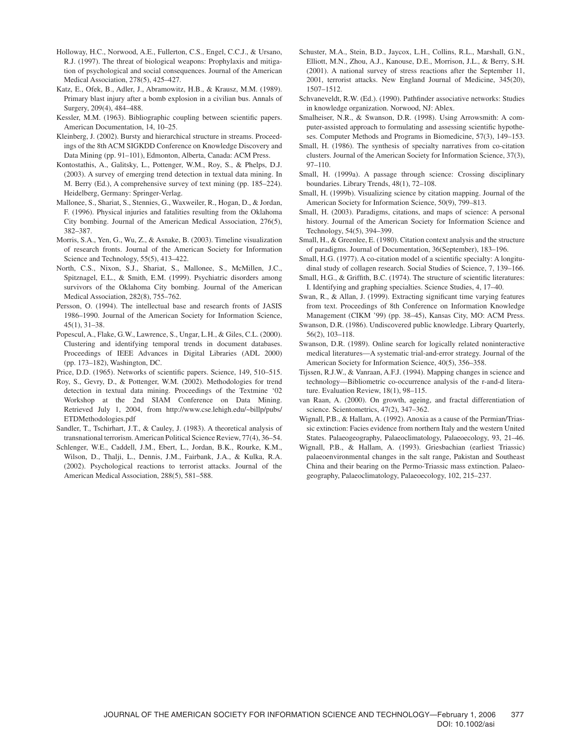Holloway, H.C., Norwood, A.E., Fullerton, C.S., Engel, C.C.J., & Ursano, R.J. (1997). The threat of biological weapons: Prophylaxis and mitigation of psychological and social consequences. Journal of the American Medical Association, 278(5), 425–427.

Katz, E., Ofek, B., Adler, J., Abramowitz, H.B., & Krausz, M.M. (1989). Primary blast injury after a bomb explosion in a civilian bus. Annals of Surgery, 209(4), 484–488.

Kessler, M.M. (1963). Bibliographic coupling between scientific papers. American Documentation, 14, 10–25.

Kleinberg, J. (2002). Bursty and hierarchical structure in streams. Proceedings of the 8th ACM SIGKDD Conference on Knowledge Discovery and Data Mining (pp. 91–101), Edmonton, Alberta, Canada: ACM Press.

Kontostathis, A., Galitsky, L., Pottenger, W.M., Roy, S., & Phelps, D.J. (2003). A survey of emerging trend detection in textual data mining. In M. Berry (Ed.), A comprehensive survey of text mining (pp. 185–224). Heidelberg, Germany: Springer-Verlag.

Mallonee, S., Shariat, S., Stennies, G., Waxweiler, R., Hogan, D., & Jordan, F. (1996). Physical injuries and fatalities resulting from the Oklahoma City bombing. Journal of the American Medical Association, 276(5), 382–387.

Morris, S.A., Yen, G., Wu, Z., & Asnake, B. (2003). Timeline visualization of research fronts. Journal of the American Society for Information Science and Technology, 55(5), 413–422.

North, C.S., Nixon, S.J., Shariat, S., Mallonee, S., McMillen, J.C., Spitznagel, E.L., & Smith, E.M. (1999). Psychiatric disorders among survivors of the Oklahoma City bombing. Journal of the American Medical Association, 282(8), 755–762.

Persson, O. (1994). The intellectual base and research fronts of JASIS 1986–1990. Journal of the American Society for Information Science, 45(1), 31–38.

Popescul, A., Flake, G.W., Lawrence, S., Ungar, L.H., & Giles, C.L. (2000). Clustering and identifying temporal trends in document databases. Proceedings of IEEE Advances in Digital Libraries (ADL 2000) (pp. 173–182), Washington, DC.

Price, D.D. (1965). Networks of scientific papers. Science, 149, 510–515.

Roy, S., Gevry, D., & Pottenger, W.M. (2002). Methodologies for trend detection in textual data mining. Proceedings of the Textmine '02 Workshop at the 2nd SIAM Conference on Data Mining. Retrieved July 1, 2004, from http://www.cse.lehigh.edu/~billp/pubs/ETDMethodologies.pdf

Sandler, T., Tschirhart, J.T., & Cauley, J. (1983). A theoretical analysis of transnational terrorism. American Political Science Review, 77(4), 36–54.

Schlenger, W.E., Caddell, J.M., Ebert, L., Jordan, B.K., Rourke, K.M., Wilson, D., Thalji, L., Dennis, J.M., Fairbank, J.A., & Kulka, R.A. (2002). Psychological reactions to terrorist attacks. Journal of the American Medical Association, 288(5), 581–588.

Schuster, M.A., Stein, B.D., Jaycox, L.H., Collins, R.L., Marshall, G.N., Elliott, M.N., Zhou, A.J., Kanouse, D.E., Morrison, J.L., & Berry, S.H. (2001). A national survey of stress reactions after the September 11, 2001, terrorist attacks. New England Journal of Medicine, 345(20), 1507–1512.

Schvaneveldt, R.W. (Ed.). (1990). Pathfinder associative networks: Studies in knowledge organization. Norwood, NJ: Ablex.

Smalheiser, N.R., & Swanson, D.R. (1998). Using Arrowsmith: A computer-assisted approach to formulating and assessing scientific hypotheses. Computer Methods and Programs in Biomedicine, 57(3), 149–153.

Small, H. (1986). The synthesis of specialty narratives from co-citation clusters. Journal of the American Society for Information Science, 37(3), 97–110.

Small, H. (1999a). A passage through science: Crossing disciplinary boundaries. Library Trends, 48(1), 72–108.

Small, H. (1999b). Visualizing science by citation mapping. Journal of the American Society for Information Science, 50(9), 799–813.

Small, H. (2003). Paradigms, citations, and maps of science: A personal history. Journal of the American Society for Information Science and Technology, 54(5), 394–399.

Small, H., & Greenlee, E. (1980). Citation context analysis and the structure of paradigms. Journal of Documentation, 36(September), 183–196.

Small, H.G. (1977). A co-citation model of a scientific specialty: A longitudinal study of collagen research. Social Studies of Science, 7, 139–166.

Small, H.G., & Griffith, B.C. (1974). The structure of scientific literatures: I. Identifying and graphing specialties. Science Studies, 4, 17–40.

Swan, R., & Allan, J. (1999). Extracting significant time varying features from text. Proceedings of 8th Conference on Information Knowledge Management (CIKM '99) (pp. 38–45), Kansas City, MO: ACM Press.

Swanson, D.R. (1986). Undiscovered public knowledge. Library Quarterly, 56(2), 103–118.

Swanson, D.R. (1989). Online search for logically related noninteractive medical literatures—A systematic trial-and-error strategy. Journal of the American Society for Information Science, 40(5), 356–358.

Tijssen, R.J.W., & Vanraan, A.F.J. (1994). Mapping changes in science and technology—Bibliometric co-occurrence analysis of the r-and-d literature. Evaluation Review, 18(1), 98–115.

van Raan, A. (2000). On growth, ageing, and fractal differentiation of science. Scientometrics, 47(2), 347–362.

Wignall, P.B., & Hallam, A. (1992). Anoxia as a cause of the Permian/Triassic extinction: Facies evidence from northern Italy and the western United States. Palaeogeography, Palaeoclimatology, Palaeoecology, 93, 21–46.

Wignall, P.B., & Hallam, A. (1993). Griesbachian (earliest Triassic) palaeoenvironmental changes in the salt range, Pakistan and Southeast China and their bearing on the Permo-Triassic mass extinction. Palaeogeography, Palaeoclimatology, Palaeoecology, 102, 215–237.